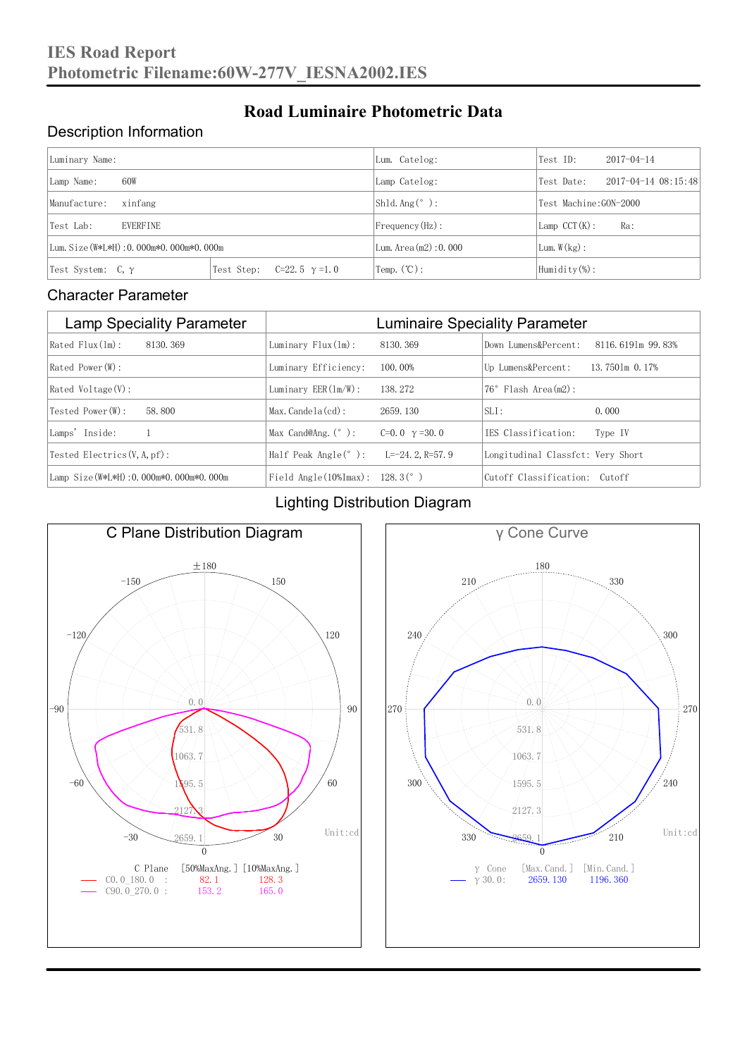# IES Road Report
# Photometric Filename:60W-277V_IESNA2002.IES

## Road Luminaire Photometric Data

### Description Information

| Luminary Name: | | Lum. Catelog: | Test ID: 2017-04-14 |
|---|---|---|---|
| Lamp Name: 60W | | Lamp Catelog: | Test Date: 2017-04-14 08:15:48 |
| Manufacture: xinfang | | Shld.Ang(°): | Test Machine:GON-2000 |
| Test Lab: EVERFINE | | Frequency(Hz): | Lamp CCT(K): Ra: |
| Lum.Size(W*L*H):0.000m*0.000m*0.000m | | Lum.Area(m2):0.000 | Lum.W(kg): |
| Test System: C, γ | Test Step: C=22.5 γ=1.0 | Temp.(℃): | Humidity(%): |

### Character Parameter

| Lamp Speciality Parameter | Luminaire Speciality Parameter | |
|---|---|---|
| Rated Flux(lm): 8130.369 | Luminary Flux(lm): 8130.369 | Down Lumens&Percent: 8116.6191m 99.83% |
| Rated Power(W): | Luminary Efficiency: 100.00% | Up Lumens&Percent: 13.7501m 0.17% |
| Rated Voltage(V): | Luminary EER(lm/W): 138.272 | 76° Flash Area(m2): |
| Tested Power(W): 58.800 | Max.Candela(cd): 2659.130 | SLI: 0.000 |
| Lamps' Inside: 1 | Max Cand@Ang.(°): C=0.0 γ=30.0 | IES Classification: Type IV |
| Tested Electrics(V,A,pf): | Half Peak Angle(°): L=-24.2,R=57.9 | Longitudinal Classfct: Very Short |
| Lamp Size(W*L*H):0.000m*0.000m*0.000m | Field Angle(10%Imax): 128.3(°) | Cutoff Classification: Cutoff |

### Lighting Distribution Diagram

**C Plane Distribution Diagram**

Unit:cd

| C Plane | [50%MaxAng.] | [10%MaxAng.] |
|---|---|---|
| C0.0_180.0 : | 82.1 | 128.3 |
| C90.0_270.0 : | 153.2 | 165.0 |

**γ Cone Curve**

Unit:cd

| γ Cone | [Max.Cand.] | [Min.Cand.] |
|---|---|---|
| γ 30.0: | 2659.130 | 1196.360 |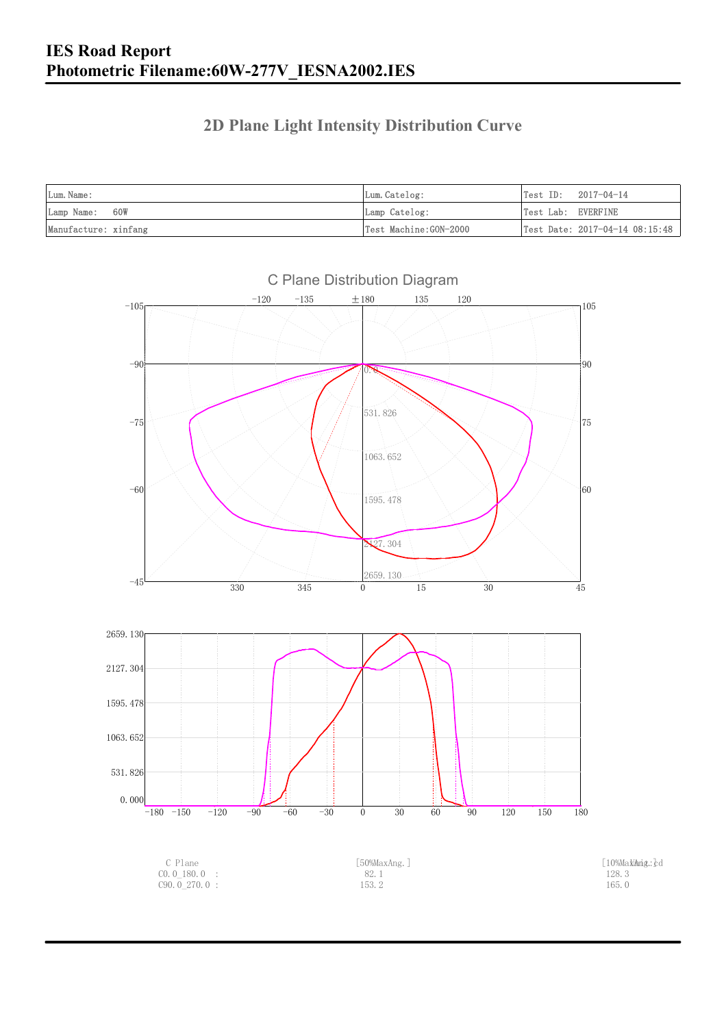# IES Road Report
# Photometric Filename:60W-277V_IESNA2002.IES

## 2D Plane Light Intensity Distribution Curve

| Lum.Name: | Lum.Catelog: | Test ID: 2017-04-14 |
|---|---|---|
| Lamp Name: 60W | Lamp Catelog: | Test Lab: EVERFINE |
| Manufacture: xinfang | Test Machine:GON-2000 | Test Date: 2017-04-14 08:15:48 |

C Plane Distribution Diagram

| C Plane | [50%MaxAng.] | [10%MaxAng.] |
|---|---|---|
| C0.0_180.0 : | 82.1 | 128.3 |
| C90.0_270.0 : | 153.2 | 165.0 |

Unit:cd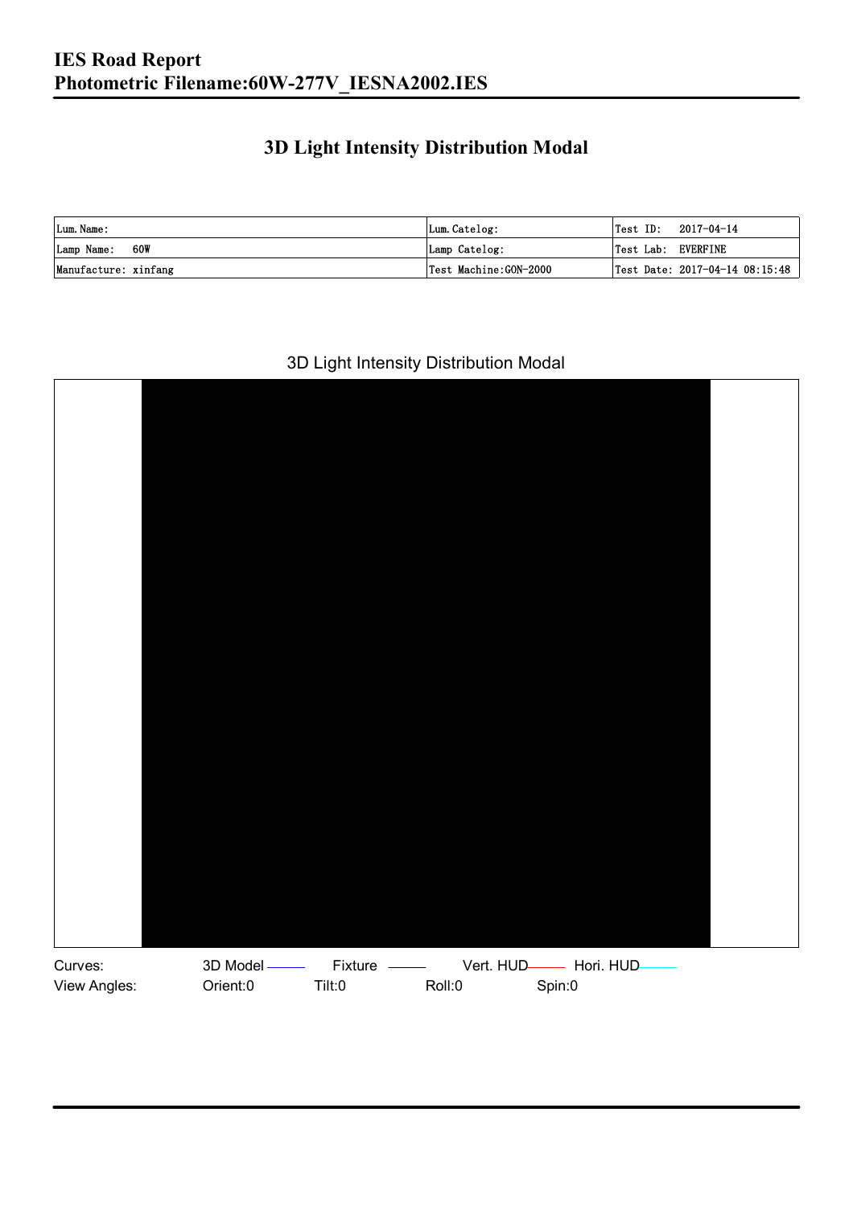# 3D Light Intensity Distribution Modal

| Lum.Name: | Lum.Catelog: | Test ID: 2017-04-14 |
| --- | --- | --- |
| Lamp Name: 60W | Lamp Catelog: | Test Lab: EVERFINE |
| Manufacture: xinfang | Test Machine:GON-2000 | Test Date: 2017-04-14 08:15:48 |

3D Light Intensity Distribution Modal

Curves: 3D Model Fixture Vert. HUD Hori. HUD

View Angles: Orient:0 Tilt:0 Roll:0 Spin:0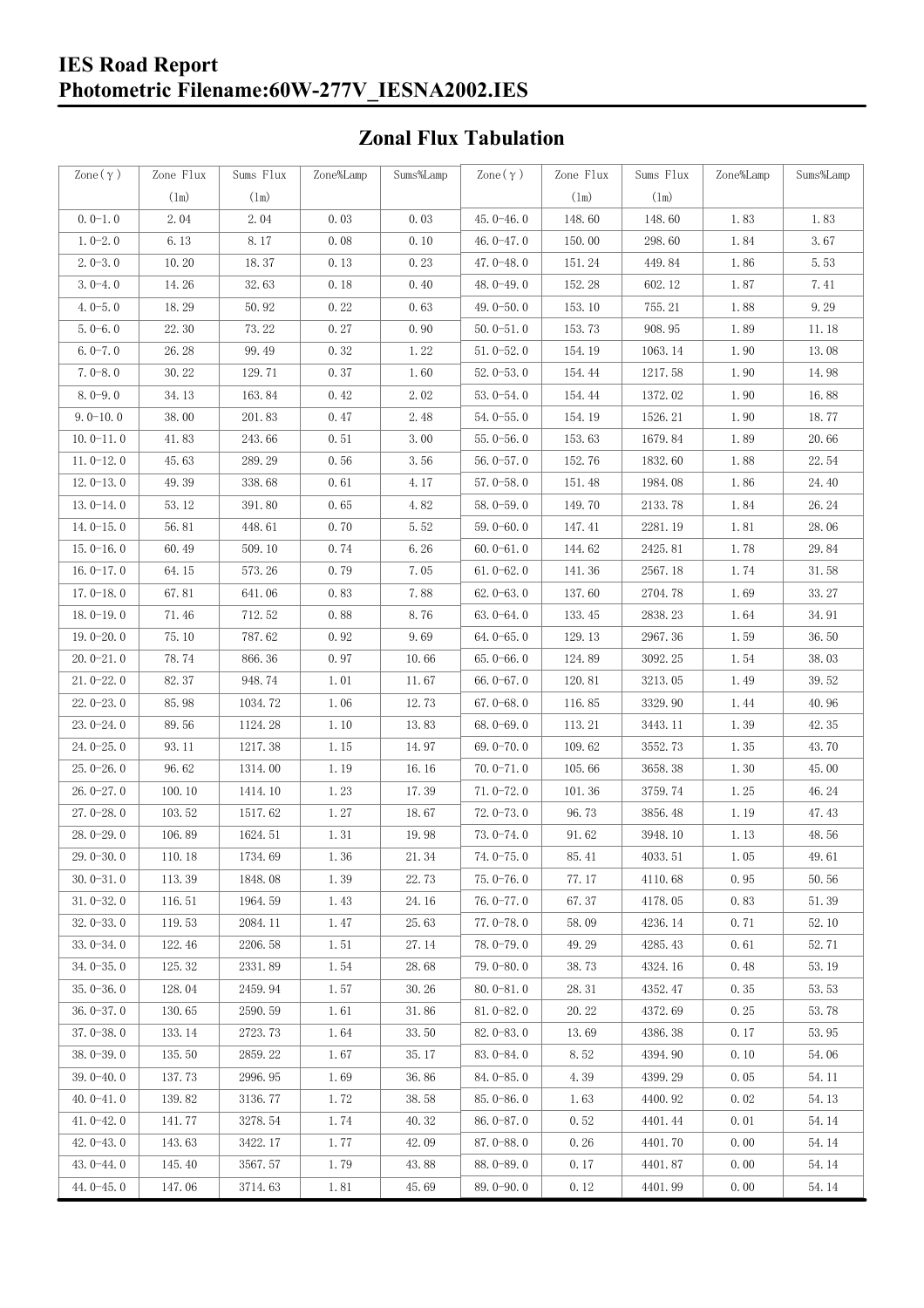# IES Road Report

## Photometric Filename:60W-277V_IESNA2002.IES

### Zonal Flux Tabulation

| Zone(γ) | Zone Flux (lm) | Sums Flux (lm) | Zone%Lamp | Sums%Lamp | Zone(γ) | Zone Flux (lm) | Sums Flux (lm) | Zone%Lamp | Sums%Lamp |
|---|---|---|---|---|---|---|---|---|---|
| 0.0-1.0 | 2.04 | 2.04 | 0.03 | 0.03 | 45.0-46.0 | 148.60 | 148.60 | 1.83 | 1.83 |
| 1.0-2.0 | 6.13 | 8.17 | 0.08 | 0.10 | 46.0-47.0 | 150.00 | 298.60 | 1.84 | 3.67 |
| 2.0-3.0 | 10.20 | 18.37 | 0.13 | 0.23 | 47.0-48.0 | 151.24 | 449.84 | 1.86 | 5.53 |
| 3.0-4.0 | 14.26 | 32.63 | 0.18 | 0.40 | 48.0-49.0 | 152.28 | 602.12 | 1.87 | 7.41 |
| 4.0-5.0 | 18.29 | 50.92 | 0.22 | 0.63 | 49.0-50.0 | 153.10 | 755.21 | 1.88 | 9.29 |
| 5.0-6.0 | 22.30 | 73.22 | 0.27 | 0.90 | 50.0-51.0 | 153.73 | 908.95 | 1.89 | 11.18 |
| 6.0-7.0 | 26.28 | 99.49 | 0.32 | 1.22 | 51.0-52.0 | 154.19 | 1063.14 | 1.90 | 13.08 |
| 7.0-8.0 | 30.22 | 129.71 | 0.37 | 1.60 | 52.0-53.0 | 154.44 | 1217.58 | 1.90 | 14.98 |
| 8.0-9.0 | 34.13 | 163.84 | 0.42 | 2.02 | 53.0-54.0 | 154.44 | 1372.02 | 1.90 | 16.88 |
| 9.0-10.0 | 38.00 | 201.83 | 0.47 | 2.48 | 54.0-55.0 | 154.19 | 1526.21 | 1.90 | 18.77 |
| 10.0-11.0 | 41.83 | 243.66 | 0.51 | 3.00 | 55.0-56.0 | 153.63 | 1679.84 | 1.89 | 20.66 |
| 11.0-12.0 | 45.63 | 289.29 | 0.56 | 3.56 | 56.0-57.0 | 152.76 | 1832.60 | 1.88 | 22.54 |
| 12.0-13.0 | 49.39 | 338.68 | 0.61 | 4.17 | 57.0-58.0 | 151.48 | 1984.08 | 1.86 | 24.40 |
| 13.0-14.0 | 53.12 | 391.80 | 0.65 | 4.82 | 58.0-59.0 | 149.70 | 2133.78 | 1.84 | 26.24 |
| 14.0-15.0 | 56.81 | 448.61 | 0.70 | 5.52 | 59.0-60.0 | 147.41 | 2281.19 | 1.81 | 28.06 |
| 15.0-16.0 | 60.49 | 509.10 | 0.74 | 6.26 | 60.0-61.0 | 144.62 | 2425.81 | 1.78 | 29.84 |
| 16.0-17.0 | 64.15 | 573.26 | 0.79 | 7.05 | 61.0-62.0 | 141.36 | 2567.18 | 1.74 | 31.58 |
| 17.0-18.0 | 67.81 | 641.06 | 0.83 | 7.88 | 62.0-63.0 | 137.60 | 2704.78 | 1.69 | 33.27 |
| 18.0-19.0 | 71.46 | 712.52 | 0.88 | 8.76 | 63.0-64.0 | 133.45 | 2838.23 | 1.64 | 34.91 |
| 19.0-20.0 | 75.10 | 787.62 | 0.92 | 9.69 | 64.0-65.0 | 129.13 | 2967.36 | 1.59 | 36.50 |
| 20.0-21.0 | 78.74 | 866.36 | 0.97 | 10.66 | 65.0-66.0 | 124.89 | 3092.25 | 1.54 | 38.03 |
| 21.0-22.0 | 82.37 | 948.74 | 1.01 | 11.67 | 66.0-67.0 | 120.81 | 3213.05 | 1.49 | 39.52 |
| 22.0-23.0 | 85.98 | 1034.72 | 1.06 | 12.73 | 67.0-68.0 | 116.85 | 3329.90 | 1.44 | 40.96 |
| 23.0-24.0 | 89.56 | 1124.28 | 1.10 | 13.83 | 68.0-69.0 | 113.21 | 3443.11 | 1.39 | 42.35 |
| 24.0-25.0 | 93.11 | 1217.38 | 1.15 | 14.97 | 69.0-70.0 | 109.62 | 3552.73 | 1.35 | 43.70 |
| 25.0-26.0 | 96.62 | 1314.00 | 1.19 | 16.16 | 70.0-71.0 | 105.66 | 3658.38 | 1.30 | 45.00 |
| 26.0-27.0 | 100.10 | 1414.10 | 1.23 | 17.39 | 71.0-72.0 | 101.36 | 3759.74 | 1.25 | 46.24 |
| 27.0-28.0 | 103.52 | 1517.62 | 1.27 | 18.67 | 72.0-73.0 | 96.73 | 3856.48 | 1.19 | 47.43 |
| 28.0-29.0 | 106.89 | 1624.51 | 1.31 | 19.98 | 73.0-74.0 | 91.62 | 3948.10 | 1.13 | 48.56 |
| 29.0-30.0 | 110.18 | 1734.69 | 1.36 | 21.34 | 74.0-75.0 | 85.41 | 4033.51 | 1.05 | 49.61 |
| 30.0-31.0 | 113.39 | 1848.08 | 1.39 | 22.73 | 75.0-76.0 | 77.17 | 4110.68 | 0.95 | 50.56 |
| 31.0-32.0 | 116.51 | 1964.59 | 1.43 | 24.16 | 76.0-77.0 | 67.37 | 4178.05 | 0.83 | 51.39 |
| 32.0-33.0 | 119.53 | 2084.11 | 1.47 | 25.63 | 77.0-78.0 | 58.09 | 4236.14 | 0.71 | 52.10 |
| 33.0-34.0 | 122.46 | 2206.58 | 1.51 | 27.14 | 78.0-79.0 | 49.29 | 4285.43 | 0.61 | 52.71 |
| 34.0-35.0 | 125.32 | 2331.89 | 1.54 | 28.68 | 79.0-80.0 | 38.73 | 4324.16 | 0.48 | 53.19 |
| 35.0-36.0 | 128.04 | 2459.94 | 1.57 | 30.26 | 80.0-81.0 | 28.31 | 4352.47 | 0.35 | 53.53 |
| 36.0-37.0 | 130.65 | 2590.59 | 1.61 | 31.86 | 81.0-82.0 | 20.22 | 4372.69 | 0.25 | 53.78 |
| 37.0-38.0 | 133.14 | 2723.73 | 1.64 | 33.50 | 82.0-83.0 | 13.69 | 4386.38 | 0.17 | 53.95 |
| 38.0-39.0 | 135.50 | 2859.22 | 1.67 | 35.17 | 83.0-84.0 | 8.52 | 4394.90 | 0.10 | 54.06 |
| 39.0-40.0 | 137.73 | 2996.95 | 1.69 | 36.86 | 84.0-85.0 | 4.39 | 4399.29 | 0.05 | 54.11 |
| 40.0-41.0 | 139.82 | 3136.77 | 1.72 | 38.58 | 85.0-86.0 | 1.63 | 4400.92 | 0.02 | 54.13 |
| 41.0-42.0 | 141.77 | 3278.54 | 1.74 | 40.32 | 86.0-87.0 | 0.52 | 4401.44 | 0.01 | 54.14 |
| 42.0-43.0 | 143.63 | 3422.17 | 1.77 | 42.09 | 87.0-88.0 | 0.26 | 4401.70 | 0.00 | 54.14 |
| 43.0-44.0 | 145.40 | 3567.57 | 1.79 | 43.88 | 88.0-89.0 | 0.17 | 4401.87 | 0.00 | 54.14 |
| 44.0-45.0 | 147.06 | 3714.63 | 1.81 | 45.69 | 89.0-90.0 | 0.12 | 4401.99 | 0.00 | 54.14 |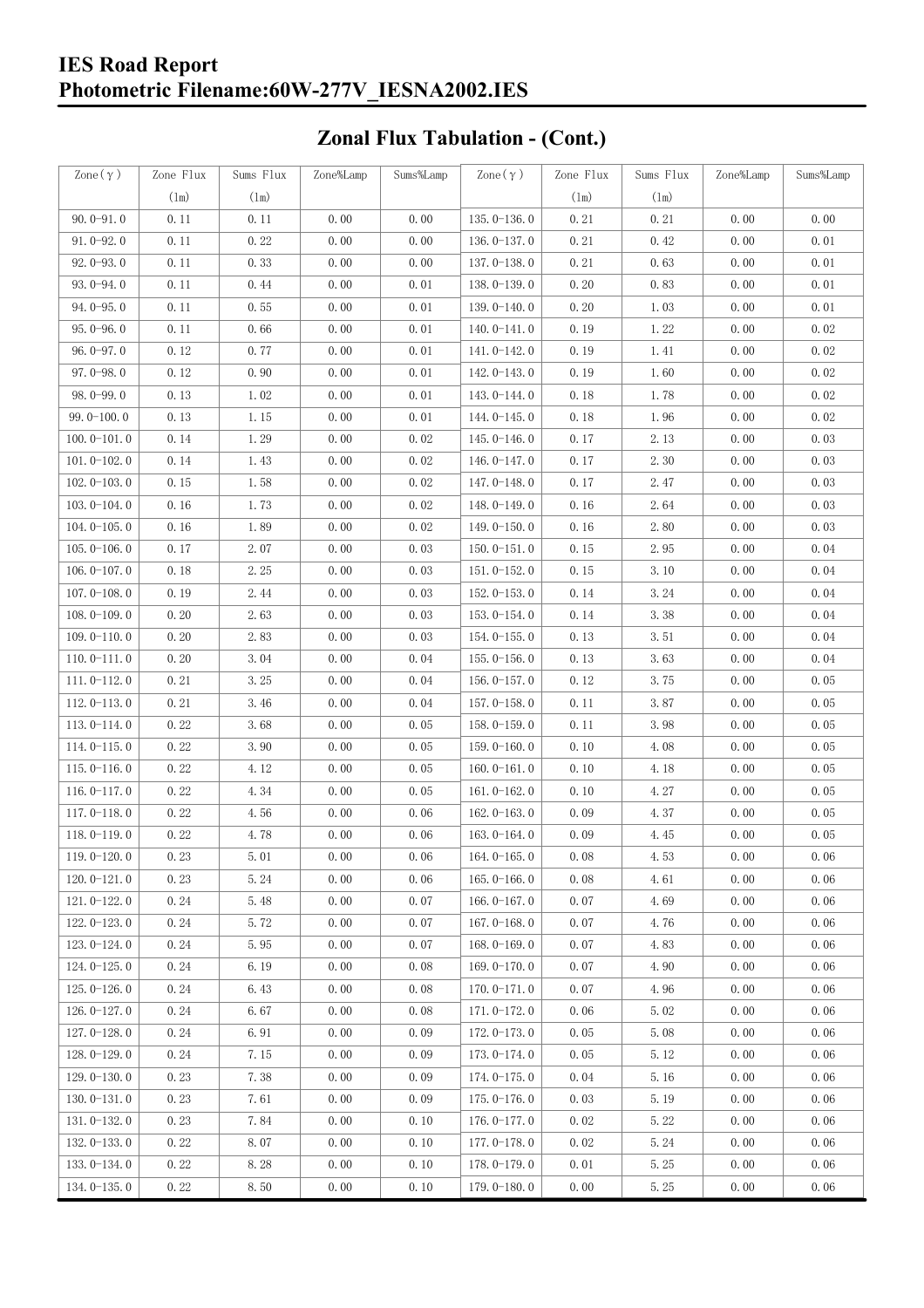# IES Road Report

## Photometric Filename:60W-277V_IESNA2002.IES

## Zonal Flux Tabulation - (Cont.)

| Zone(γ) | Zone Flux (lm) | Sums Flux (lm) | Zone%Lamp | Sums%Lamp | Zone(γ) | Zone Flux (lm) | Sums Flux (lm) | Zone%Lamp | Sums%Lamp |
|---|---|---|---|---|---|---|---|---|---|
| 90.0-91.0 | 0.11 | 0.11 | 0.00 | 0.00 | 135.0-136.0 | 0.21 | 0.21 | 0.00 | 0.00 |
| 91.0-92.0 | 0.11 | 0.22 | 0.00 | 0.00 | 136.0-137.0 | 0.21 | 0.42 | 0.00 | 0.01 |
| 92.0-93.0 | 0.11 | 0.33 | 0.00 | 0.00 | 137.0-138.0 | 0.21 | 0.63 | 0.00 | 0.01 |
| 93.0-94.0 | 0.11 | 0.44 | 0.00 | 0.01 | 138.0-139.0 | 0.20 | 0.83 | 0.00 | 0.01 |
| 94.0-95.0 | 0.11 | 0.55 | 0.00 | 0.01 | 139.0-140.0 | 0.20 | 1.03 | 0.00 | 0.01 |
| 95.0-96.0 | 0.11 | 0.66 | 0.00 | 0.01 | 140.0-141.0 | 0.19 | 1.22 | 0.00 | 0.02 |
| 96.0-97.0 | 0.12 | 0.77 | 0.00 | 0.01 | 141.0-142.0 | 0.19 | 1.41 | 0.00 | 0.02 |
| 97.0-98.0 | 0.12 | 0.90 | 0.00 | 0.01 | 142.0-143.0 | 0.19 | 1.60 | 0.00 | 0.02 |
| 98.0-99.0 | 0.13 | 1.02 | 0.00 | 0.01 | 143.0-144.0 | 0.18 | 1.78 | 0.00 | 0.02 |
| 99.0-100.0 | 0.13 | 1.15 | 0.00 | 0.01 | 144.0-145.0 | 0.18 | 1.96 | 0.00 | 0.02 |
| 100.0-101.0 | 0.14 | 1.29 | 0.00 | 0.02 | 145.0-146.0 | 0.17 | 2.13 | 0.00 | 0.03 |
| 101.0-102.0 | 0.14 | 1.43 | 0.00 | 0.02 | 146.0-147.0 | 0.17 | 2.30 | 0.00 | 0.03 |
| 102.0-103.0 | 0.15 | 1.58 | 0.00 | 0.02 | 147.0-148.0 | 0.17 | 2.47 | 0.00 | 0.03 |
| 103.0-104.0 | 0.16 | 1.73 | 0.00 | 0.02 | 148.0-149.0 | 0.16 | 2.64 | 0.00 | 0.03 |
| 104.0-105.0 | 0.16 | 1.89 | 0.00 | 0.02 | 149.0-150.0 | 0.16 | 2.80 | 0.00 | 0.03 |
| 105.0-106.0 | 0.17 | 2.07 | 0.00 | 0.03 | 150.0-151.0 | 0.15 | 2.95 | 0.00 | 0.04 |
| 106.0-107.0 | 0.18 | 2.25 | 0.00 | 0.03 | 151.0-152.0 | 0.15 | 3.10 | 0.00 | 0.04 |
| 107.0-108.0 | 0.19 | 2.44 | 0.00 | 0.03 | 152.0-153.0 | 0.14 | 3.24 | 0.00 | 0.04 |
| 108.0-109.0 | 0.20 | 2.63 | 0.00 | 0.03 | 153.0-154.0 | 0.14 | 3.38 | 0.00 | 0.04 |
| 109.0-110.0 | 0.20 | 2.83 | 0.00 | 0.03 | 154.0-155.0 | 0.13 | 3.51 | 0.00 | 0.04 |
| 110.0-111.0 | 0.20 | 3.04 | 0.00 | 0.04 | 155.0-156.0 | 0.13 | 3.63 | 0.00 | 0.04 |
| 111.0-112.0 | 0.21 | 3.25 | 0.00 | 0.04 | 156.0-157.0 | 0.12 | 3.75 | 0.00 | 0.05 |
| 112.0-113.0 | 0.21 | 3.46 | 0.00 | 0.04 | 157.0-158.0 | 0.11 | 3.87 | 0.00 | 0.05 |
| 113.0-114.0 | 0.22 | 3.68 | 0.00 | 0.05 | 158.0-159.0 | 0.11 | 3.98 | 0.00 | 0.05 |
| 114.0-115.0 | 0.22 | 3.90 | 0.00 | 0.05 | 159.0-160.0 | 0.10 | 4.08 | 0.00 | 0.05 |
| 115.0-116.0 | 0.22 | 4.12 | 0.00 | 0.05 | 160.0-161.0 | 0.10 | 4.18 | 0.00 | 0.05 |
| 116.0-117.0 | 0.22 | 4.34 | 0.00 | 0.05 | 161.0-162.0 | 0.10 | 4.27 | 0.00 | 0.05 |
| 117.0-118.0 | 0.22 | 4.56 | 0.00 | 0.06 | 162.0-163.0 | 0.09 | 4.37 | 0.00 | 0.05 |
| 118.0-119.0 | 0.22 | 4.78 | 0.00 | 0.06 | 163.0-164.0 | 0.09 | 4.45 | 0.00 | 0.05 |
| 119.0-120.0 | 0.23 | 5.01 | 0.00 | 0.06 | 164.0-165.0 | 0.08 | 4.53 | 0.00 | 0.06 |
| 120.0-121.0 | 0.23 | 5.24 | 0.00 | 0.06 | 165.0-166.0 | 0.08 | 4.61 | 0.00 | 0.06 |
| 121.0-122.0 | 0.24 | 5.48 | 0.00 | 0.07 | 166.0-167.0 | 0.07 | 4.69 | 0.00 | 0.06 |
| 122.0-123.0 | 0.24 | 5.72 | 0.00 | 0.07 | 167.0-168.0 | 0.07 | 4.76 | 0.00 | 0.06 |
| 123.0-124.0 | 0.24 | 5.95 | 0.00 | 0.07 | 168.0-169.0 | 0.07 | 4.83 | 0.00 | 0.06 |
| 124.0-125.0 | 0.24 | 6.19 | 0.00 | 0.08 | 169.0-170.0 | 0.07 | 4.90 | 0.00 | 0.06 |
| 125.0-126.0 | 0.24 | 6.43 | 0.00 | 0.08 | 170.0-171.0 | 0.07 | 4.96 | 0.00 | 0.06 |
| 126.0-127.0 | 0.24 | 6.67 | 0.00 | 0.08 | 171.0-172.0 | 0.06 | 5.02 | 0.00 | 0.06 |
| 127.0-128.0 | 0.24 | 6.91 | 0.00 | 0.09 | 172.0-173.0 | 0.05 | 5.08 | 0.00 | 0.06 |
| 128.0-129.0 | 0.24 | 7.15 | 0.00 | 0.09 | 173.0-174.0 | 0.05 | 5.12 | 0.00 | 0.06 |
| 129.0-130.0 | 0.23 | 7.38 | 0.00 | 0.09 | 174.0-175.0 | 0.04 | 5.16 | 0.00 | 0.06 |
| 130.0-131.0 | 0.23 | 7.61 | 0.00 | 0.09 | 175.0-176.0 | 0.03 | 5.19 | 0.00 | 0.06 |
| 131.0-132.0 | 0.23 | 7.84 | 0.00 | 0.10 | 176.0-177.0 | 0.02 | 5.22 | 0.00 | 0.06 |
| 132.0-133.0 | 0.22 | 8.07 | 0.00 | 0.10 | 177.0-178.0 | 0.02 | 5.24 | 0.00 | 0.06 |
| 133.0-134.0 | 0.22 | 8.28 | 0.00 | 0.10 | 178.0-179.0 | 0.01 | 5.25 | 0.00 | 0.06 |
| 134.0-135.0 | 0.22 | 8.50 | 0.00 | 0.10 | 179.0-180.0 | 0.00 | 5.25 | 0.00 | 0.06 |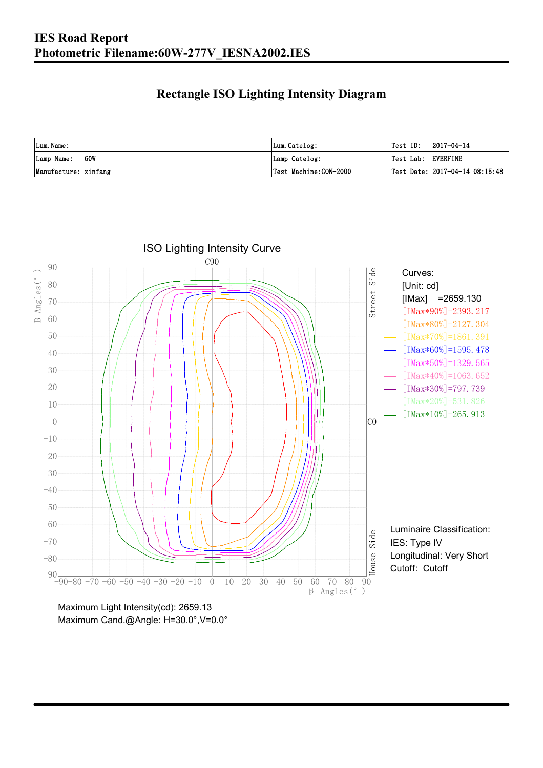# IES Road Report
# Photometric Filename:60W-277V_IESNA2002.IES

## Rectangle ISO Lighting Intensity Diagram

| Lum. Name: | Lum. Catelog: | Test ID: 2017-04-14 |
|---|---|---|
| Lamp Name: 60W | Lamp Catelog: | Test Lab: EVERFINE |
| Manufacture: xinfang | Test Machine:GON-2000 | Test Date: 2017-04-14 08:15:48 |

ISO Lighting Intensity Curve

Curves:
[Unit: cd]
[IMax] =2659.130
[IMax*90%]=2393.217
[IMax*80%]=2127.304
[IMax*70%]=1861.391
[IMax*60%]=1595.478
[IMax*50%]=1329.565
[IMax*40%]=1063.652
[IMax*30%]=797.739
[IMax*20%]=531.826
[IMax*10%]=265.913

Luminaire Classification:
IES: Type IV
Longitudinal: Very Short
Cutoff: Cutoff

Maximum Light Intensity(cd): 2659.13
Maximum Cand.@Angle: H=30.0°,V=0.0°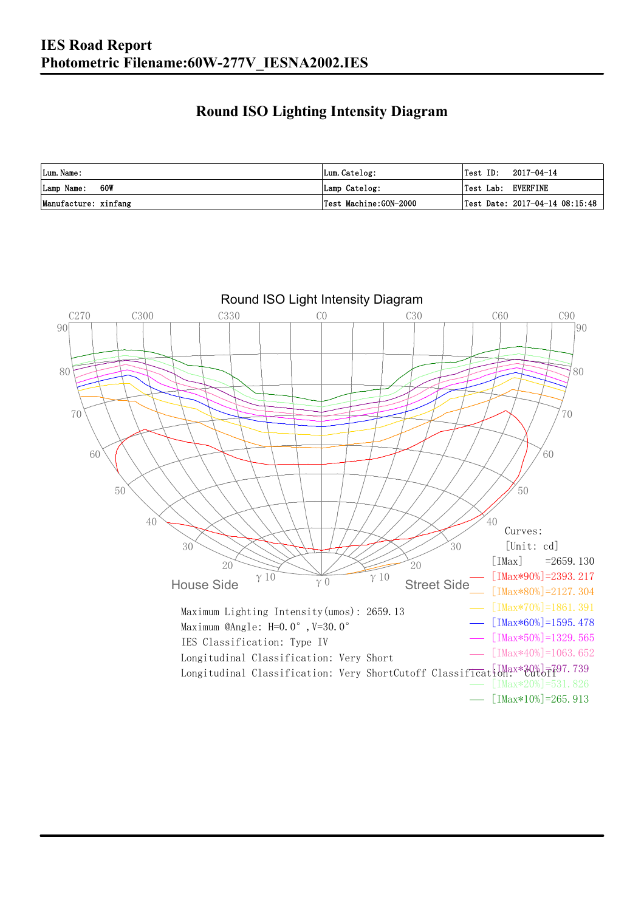# IES Road Report

## Photometric Filename:60W-277V_IESNA2002.IES

### Round ISO Lighting Intensity Diagram

| Lum. Name: | Lum. Catelog: | Test ID: 2017-04-14 |
|---|---|---|
| Lamp Name: 60W | Lamp Catelog: | Test Lab: EVERFINE |
| Manufacture: xinfang | Test Machine:GON-2000 | Test Date: 2017-04-14 08:15:48 |

Round ISO Light Intensity Diagram

Curves:
[Unit: cd]

[IMax] =2659.130
[IMax*90%]=2393.217
[IMax*80%]=2127.304
[IMax*70%]=1861.391
[IMax*60%]=1595.478
[IMax*50%]=1329.565
[IMax*40%]=1063.652
[IMax*30%]=797.739
[IMax*20%]=531.826
[IMax*10%]=265.913

Maximum Lighting Intensity(umos): 2659.13
Maximum @Angle: H=0.0°, V=30.0°
IES Classification: Type IV
Longitudinal Classification: Very Short
Longitudinal Classification: Very ShortCutoff Classification: Cutoff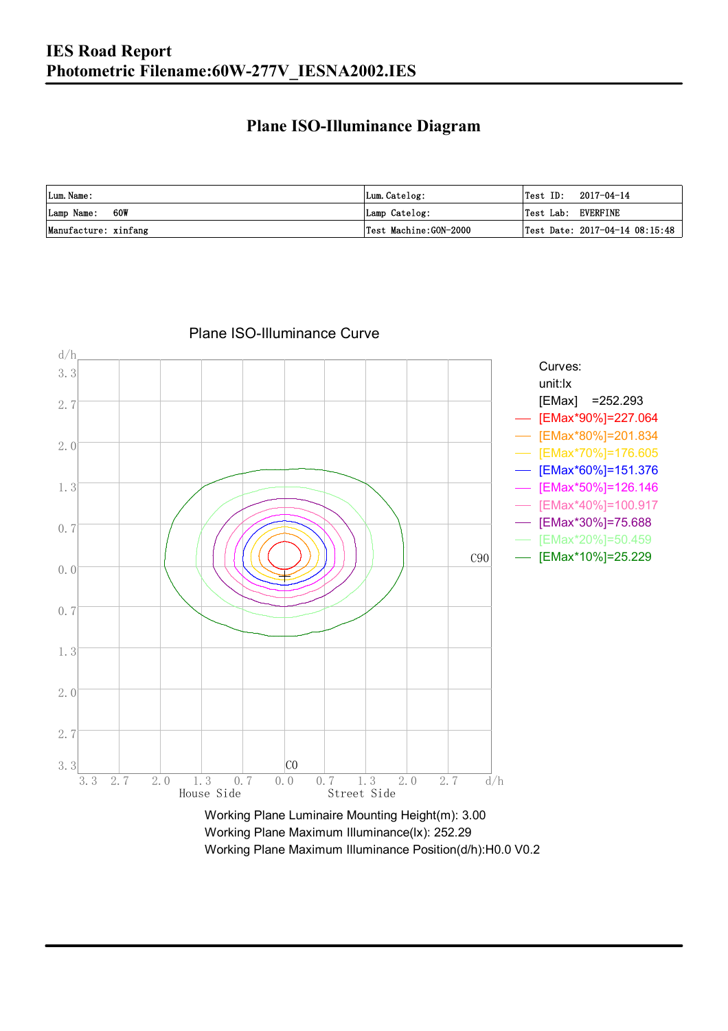# IES Road Report
# Photometric Filename:60W-277V_IESNA2002.IES

## Plane ISO-Illuminance Diagram

| Lum. Name: | Lum. Catelog: | Test ID: 2017-04-14 |
|---|---|---|
| Lamp Name: 60W | Lamp Catelog: | Test Lab: EVERFINE |
| Manufacture: xinfang | Test Machine:GON-2000 | Test Date: 2017-04-14 08:15:48 |

Plane ISO-Illuminance Curve

Curves:
unit:lx
[EMax] =252.293
[EMax*90%]=227.064
[EMax*80%]=201.834
[EMax*70%]=176.605
[EMax*60%]=151.376
[EMax*50%]=126.146
[EMax*40%]=100.917
[EMax*30%]=75.688
[EMax*20%]=50.459
[EMax*10%]=25.229

Working Plane Luminaire Mounting Height(m): 3.00
Working Plane Maximum Illuminance(lx): 252.29
Working Plane Maximum Illuminance Position(d/h):H0.0 V0.2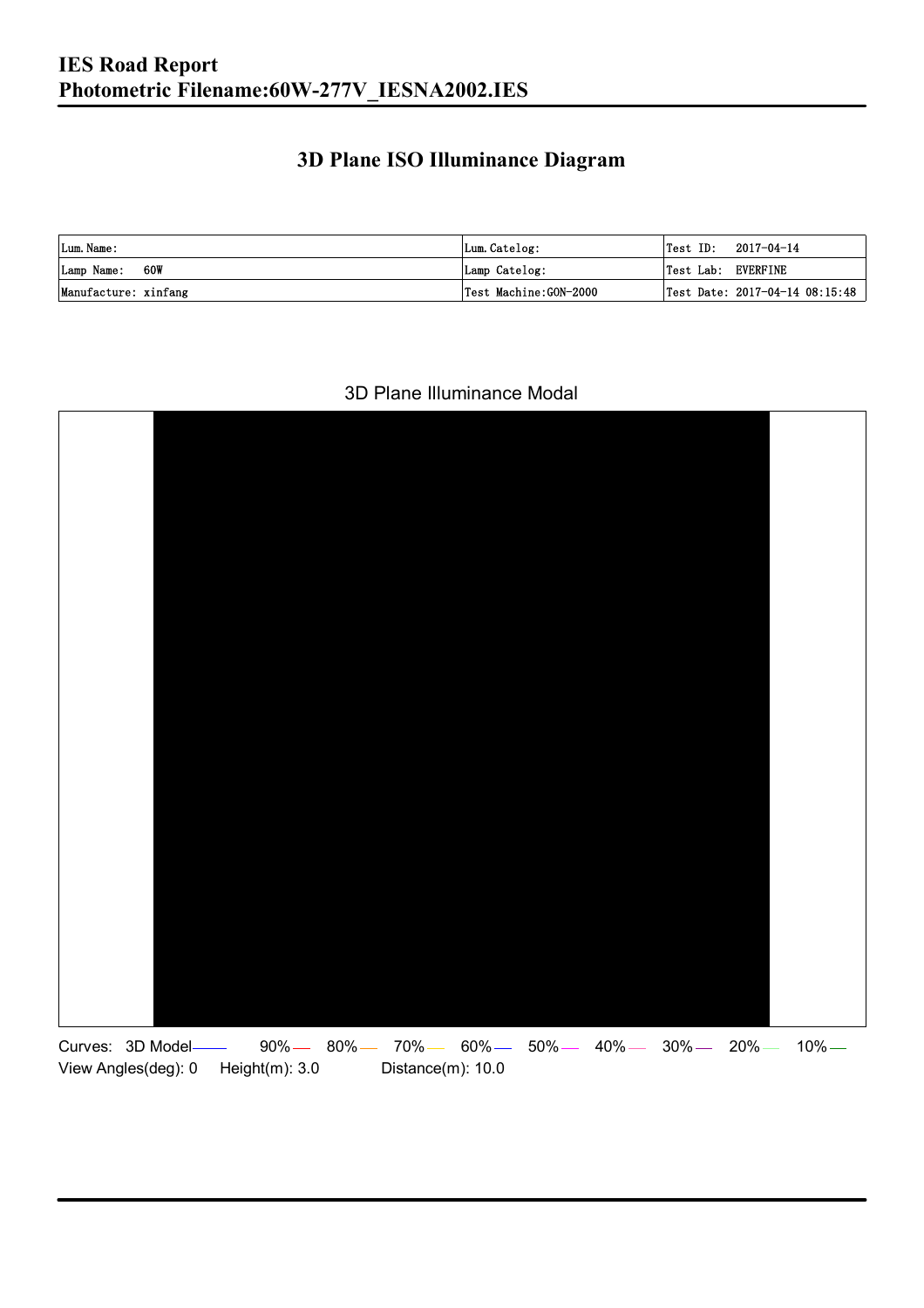# IES Road Report
# Photometric Filename:60W-277V_IESNA2002.IES

## 3D Plane ISO Illuminance Diagram

| Lum. Name: | Lum. Catelog: | Test ID: 2017-04-14 |
| --- | --- | --- |
| Lamp Name: 60W | Lamp Catelog: | Test Lab: EVERFINE |
| Manufacture: xinfang | Test Machine:GON-2000 | Test Date: 2017-04-14 08:15:48 |

3D Plane Illuminance Modal

Curves: 3D Model 90% 80% 70% 60% 50% 40% 30% 20% 10%

View Angles(deg): 0 Height(m): 3.0 Distance(m): 10.0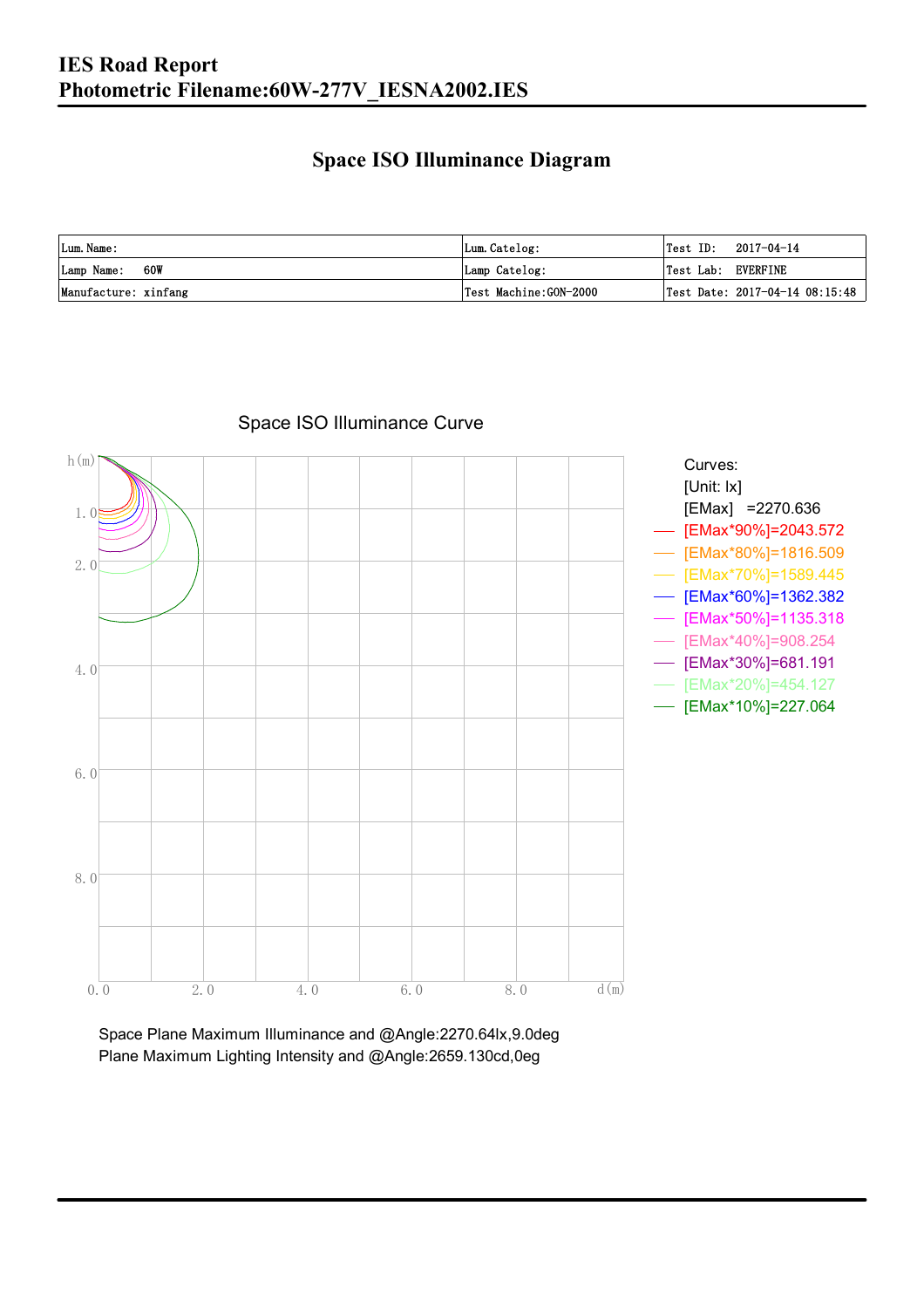# IES Road Report
# Photometric Filename:60W-277V_IESNA2002.IES

## Space ISO Illuminance Diagram

| Lum. Name: | Lum. Catelog: | Test ID: 2017-04-14 |
|---|---|---|
| Lamp Name: 60W | Lamp Catelog: | Test Lab: EVERFINE |
| Manufacture: xinfang | Test Machine:GON-2000 | Test Date: 2017-04-14 08:15:48 |

Space ISO Illuminance Curve

Curves:
[Unit: lx]
[EMax] =2270.636
[EMax*90%]=2043.572
[EMax*80%]=1816.509
[EMax*70%]=1589.445
[EMax*60%]=1362.382
[EMax*50%]=1135.318
[EMax*40%]=908.254
[EMax*30%]=681.191
[EMax*20%]=454.127
[EMax*10%]=227.064

Space Plane Maximum Illuminance and @Angle:2270.64lx,9.0deg
Plane Maximum Lighting Intensity and @Angle:2659.130cd,0eg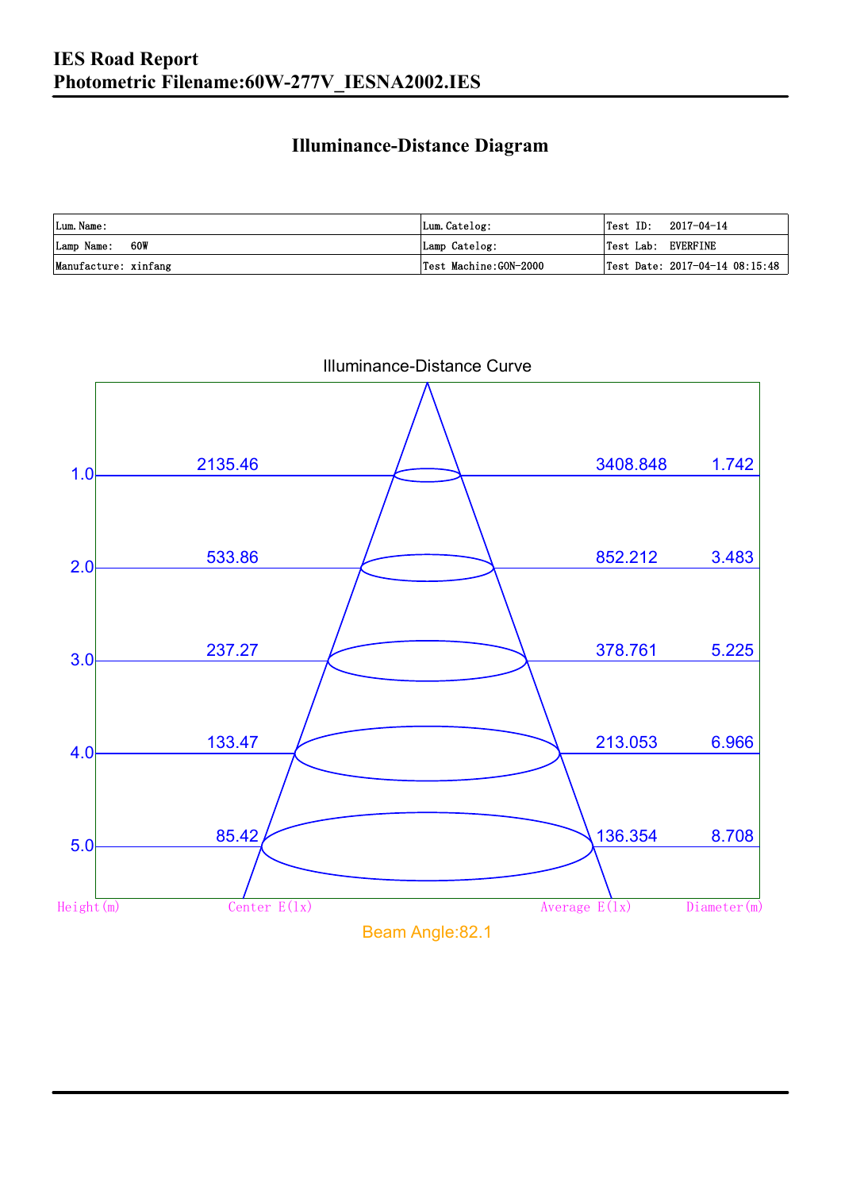# IES Road Report
## Photometric Filename:60W-277V_IESNA2002.IES

### Illuminance-Distance Diagram

| Lum.Name: | Lum.Catelog: | Test ID: 2017-04-14 |
|---|---|---|
| Lamp Name: 60W | Lamp Catelog: | Test Lab: EVERFINE |
| Manufacture: xinfang | Test Machine:GON-2000 | Test Date: 2017-04-14 08:15:48 |

Illuminance-Distance Curve

| Height(m) | Center E(lx) | Average E(lx) | Diameter(m) |
|---|---|---|---|
| 1.0 | 2135.46 | 3408.848 | 1.742 |
| 2.0 | 533.86 | 852.212 | 3.483 |
| 3.0 | 237.27 | 378.761 | 5.225 |
| 4.0 | 133.47 | 213.053 | 6.966 |
| 5.0 | 85.42 | 136.354 | 8.708 |

Beam Angle:82.1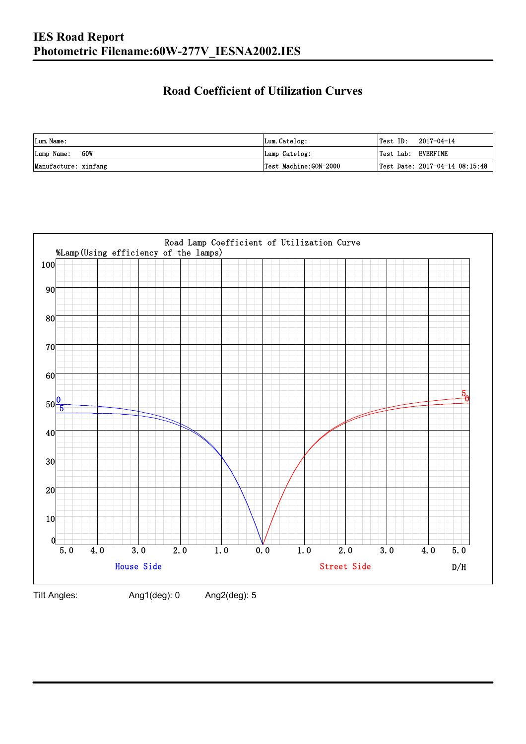# IES Road Report
# Photometric Filename:60W-277V_IESNA2002.IES

## Road Coefficient of Utilization Curves

| Lum. Name: | Lum. Catelog: | Test ID: 2017-04-14 |
|---|---|---|
| Lamp Name: 60W | Lamp Catelog: | Test Lab: EVERFINE |
| Manufacture: xinfang | Test Machine:GON-2000 | Test Date: 2017-04-14 08:15:48 |

Road Lamp Coefficient of Utilization Curve

%Lamp(Using efficiency of the lamps)

House Side — Street Side — D/H

Tilt Angles: Ang1(deg): 0 Ang2(deg): 5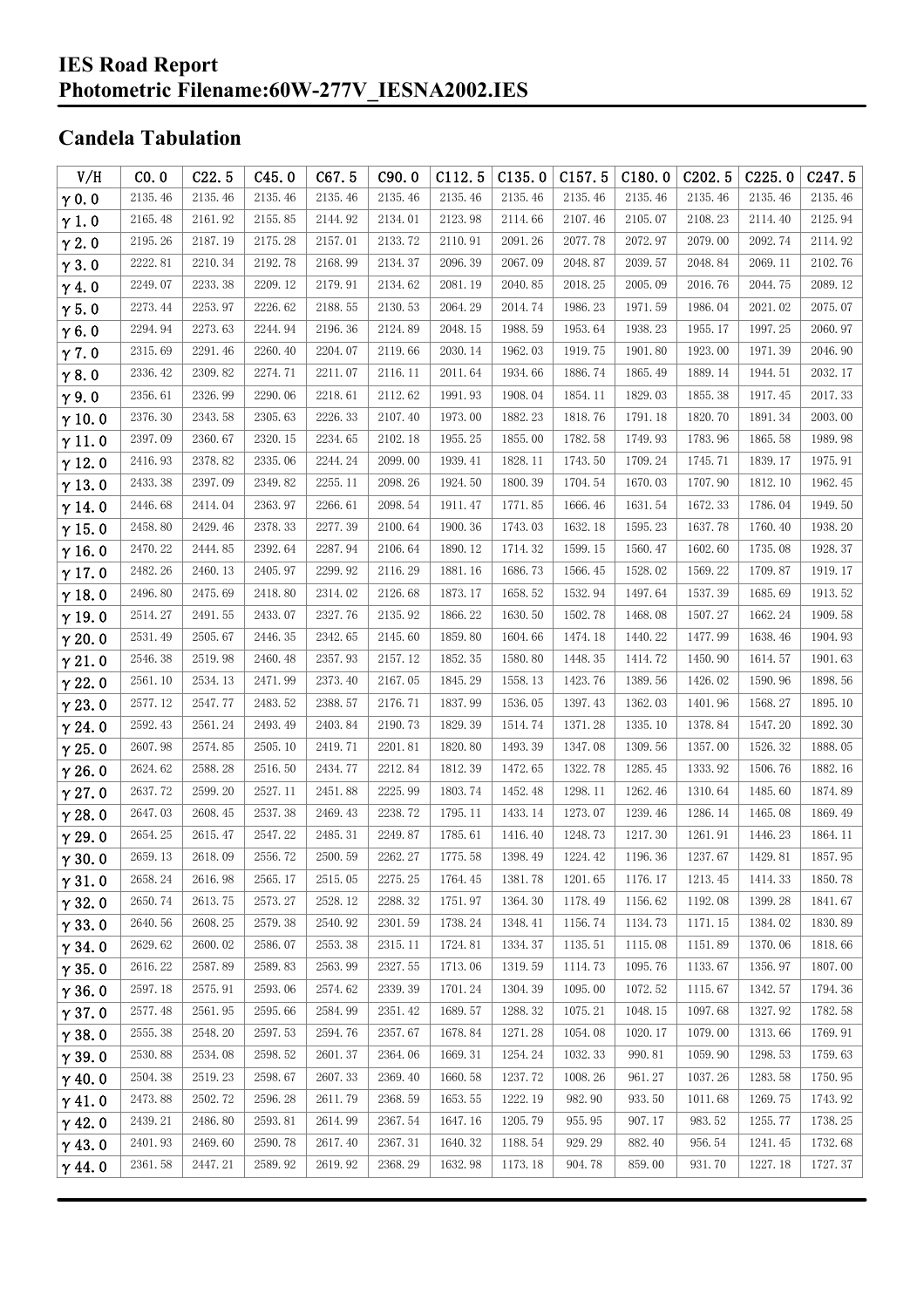# IES Road Report
# Photometric Filename:60W-277V_IESNA2002.IES

## Candela Tabulation

| V/H | C0.0 | C22.5 | C45.0 | C67.5 | C90.0 | C112.5 | C135.0 | C157.5 | C180.0 | C202.5 | C225.0 | C247.5 |
|---|---|---|---|---|---|---|---|---|---|---|---|---|
| γ0.0 | 2135.46 | 2135.46 | 2135.46 | 2135.46 | 2135.46 | 2135.46 | 2135.46 | 2135.46 | 2135.46 | 2135.46 | 2135.46 | 2135.46 |
| γ1.0 | 2165.48 | 2161.92 | 2155.85 | 2144.92 | 2134.01 | 2123.98 | 2114.66 | 2107.46 | 2105.07 | 2108.23 | 2114.40 | 2125.94 |
| γ2.0 | 2195.26 | 2187.19 | 2175.28 | 2157.01 | 2133.72 | 2110.91 | 2091.26 | 2077.78 | 2072.97 | 2079.00 | 2092.74 | 2114.92 |
| γ3.0 | 2222.81 | 2210.34 | 2192.78 | 2168.99 | 2134.37 | 2096.39 | 2067.09 | 2048.87 | 2039.57 | 2048.84 | 2069.11 | 2102.76 |
| γ4.0 | 2249.07 | 2233.38 | 2209.12 | 2179.91 | 2134.62 | 2081.19 | 2040.85 | 2018.25 | 2005.09 | 2016.76 | 2044.75 | 2089.12 |
| γ5.0 | 2273.44 | 2253.97 | 2226.62 | 2188.55 | 2130.53 | 2064.29 | 2014.74 | 1986.23 | 1971.59 | 1986.04 | 2021.02 | 2075.07 |
| γ6.0 | 2294.94 | 2273.63 | 2244.94 | 2196.36 | 2124.89 | 2048.15 | 1988.59 | 1953.64 | 1938.23 | 1955.17 | 1997.25 | 2060.97 |
| γ7.0 | 2315.69 | 2291.46 | 2260.40 | 2204.07 | 2119.66 | 2030.14 | 1962.03 | 1919.75 | 1901.80 | 1923.00 | 1971.39 | 2046.90 |
| γ8.0 | 2336.42 | 2309.82 | 2274.71 | 2211.07 | 2116.11 | 2011.64 | 1934.66 | 1886.74 | 1865.49 | 1889.14 | 1944.51 | 2032.17 |
| γ9.0 | 2356.61 | 2326.99 | 2290.06 | 2218.61 | 2112.62 | 1991.93 | 1908.04 | 1854.11 | 1829.03 | 1855.38 | 1917.45 | 2017.33 |
| γ10.0 | 2376.30 | 2343.58 | 2305.63 | 2226.33 | 2107.40 | 1973.00 | 1882.23 | 1818.76 | 1791.18 | 1820.70 | 1891.34 | 2003.00 |
| γ11.0 | 2397.09 | 2360.67 | 2320.15 | 2234.65 | 2102.18 | 1955.25 | 1855.00 | 1782.58 | 1749.93 | 1783.96 | 1865.58 | 1989.98 |
| γ12.0 | 2416.93 | 2378.82 | 2335.06 | 2244.24 | 2099.00 | 1939.41 | 1828.11 | 1743.50 | 1709.24 | 1745.71 | 1839.17 | 1975.91 |
| γ13.0 | 2433.38 | 2397.09 | 2349.82 | 2255.11 | 2098.26 | 1924.50 | 1800.39 | 1704.54 | 1670.03 | 1707.90 | 1812.10 | 1962.45 |
| γ14.0 | 2446.68 | 2414.04 | 2363.97 | 2266.61 | 2098.54 | 1911.47 | 1771.85 | 1666.46 | 1631.54 | 1672.33 | 1786.04 | 1949.50 |
| γ15.0 | 2458.80 | 2429.46 | 2378.33 | 2277.39 | 2100.64 | 1900.36 | 1743.03 | 1632.18 | 1595.23 | 1637.78 | 1760.40 | 1938.20 |
| γ16.0 | 2470.22 | 2444.85 | 2392.64 | 2287.94 | 2106.64 | 1890.12 | 1714.32 | 1599.15 | 1560.47 | 1602.60 | 1735.08 | 1928.37 |
| γ17.0 | 2482.26 | 2460.13 | 2405.97 | 2299.92 | 2116.29 | 1881.16 | 1686.73 | 1566.45 | 1528.02 | 1569.22 | 1709.87 | 1919.17 |
| γ18.0 | 2496.80 | 2475.69 | 2418.80 | 2314.02 | 2126.68 | 1873.17 | 1658.52 | 1532.94 | 1497.64 | 1537.39 | 1685.69 | 1913.52 |
| γ19.0 | 2514.27 | 2491.55 | 2433.07 | 2327.76 | 2135.92 | 1866.22 | 1630.50 | 1502.78 | 1468.08 | 1507.27 | 1662.24 | 1909.58 |
| γ20.0 | 2531.49 | 2505.67 | 2446.35 | 2342.65 | 2145.60 | 1859.80 | 1604.66 | 1474.18 | 1440.22 | 1477.99 | 1638.46 | 1904.93 |
| γ21.0 | 2546.38 | 2519.98 | 2460.48 | 2357.93 | 2157.12 | 1852.35 | 1580.80 | 1448.35 | 1414.72 | 1450.90 | 1614.57 | 1901.63 |
| γ22.0 | 2561.10 | 2534.13 | 2471.99 | 2373.40 | 2167.05 | 1845.29 | 1558.13 | 1423.76 | 1389.56 | 1426.02 | 1590.96 | 1898.56 |
| γ23.0 | 2577.12 | 2547.77 | 2483.52 | 2388.57 | 2176.71 | 1837.99 | 1536.05 | 1397.43 | 1362.03 | 1401.96 | 1568.27 | 1895.10 |
| γ24.0 | 2592.43 | 2561.24 | 2493.49 | 2403.84 | 2190.73 | 1829.39 | 1514.74 | 1371.28 | 1335.10 | 1378.84 | 1547.20 | 1892.30 |
| γ25.0 | 2607.98 | 2574.85 | 2505.10 | 2419.71 | 2201.81 | 1820.80 | 1493.39 | 1347.08 | 1309.56 | 1357.00 | 1526.32 | 1888.05 |
| γ26.0 | 2624.62 | 2588.28 | 2516.50 | 2434.77 | 2212.84 | 1812.39 | 1472.65 | 1322.78 | 1285.45 | 1333.92 | 1506.76 | 1882.16 |
| γ27.0 | 2637.72 | 2599.20 | 2527.11 | 2451.88 | 2225.99 | 1803.74 | 1452.48 | 1298.11 | 1262.46 | 1310.64 | 1485.60 | 1874.89 |
| γ28.0 | 2647.03 | 2608.45 | 2537.38 | 2469.43 | 2238.72 | 1795.11 | 1433.14 | 1273.07 | 1239.46 | 1286.14 | 1465.08 | 1869.49 |
| γ29.0 | 2654.25 | 2615.47 | 2547.22 | 2485.31 | 2249.87 | 1785.61 | 1416.40 | 1248.73 | 1217.30 | 1261.91 | 1446.23 | 1864.11 |
| γ30.0 | 2659.13 | 2618.09 | 2556.72 | 2500.59 | 2262.27 | 1775.58 | 1398.49 | 1224.42 | 1196.36 | 1237.67 | 1429.81 | 1857.95 |
| γ31.0 | 2658.24 | 2616.98 | 2565.17 | 2515.05 | 2275.25 | 1764.45 | 1381.78 | 1201.65 | 1176.17 | 1213.45 | 1414.33 | 1850.78 |
| γ32.0 | 2650.74 | 2613.75 | 2573.27 | 2528.12 | 2288.32 | 1751.97 | 1364.30 | 1178.49 | 1156.62 | 1192.08 | 1399.28 | 1841.67 |
| γ33.0 | 2640.56 | 2608.25 | 2579.38 | 2540.92 | 2301.59 | 1738.24 | 1348.41 | 1156.74 | 1134.73 | 1171.15 | 1384.02 | 1830.89 |
| γ34.0 | 2629.62 | 2600.02 | 2586.07 | 2553.38 | 2315.11 | 1724.81 | 1334.37 | 1135.51 | 1115.08 | 1151.89 | 1370.06 | 1818.66 |
| γ35.0 | 2616.22 | 2587.89 | 2589.83 | 2563.99 | 2327.55 | 1713.06 | 1319.59 | 1114.73 | 1095.76 | 1133.67 | 1356.97 | 1807.00 |
| γ36.0 | 2597.18 | 2575.91 | 2593.06 | 2574.62 | 2339.39 | 1701.24 | 1304.39 | 1095.00 | 1072.52 | 1115.67 | 1342.57 | 1794.36 |
| γ37.0 | 2577.48 | 2561.95 | 2595.66 | 2584.99 | 2351.42 | 1689.57 | 1288.32 | 1075.21 | 1048.15 | 1097.68 | 1327.92 | 1782.58 |
| γ38.0 | 2555.38 | 2548.20 | 2597.53 | 2594.76 | 2357.67 | 1678.84 | 1271.28 | 1054.08 | 1020.17 | 1079.00 | 1313.66 | 1769.91 |
| γ39.0 | 2530.88 | 2534.08 | 2598.52 | 2601.37 | 2364.06 | 1669.31 | 1254.24 | 1032.33 | 990.81 | 1059.90 | 1298.53 | 1759.63 |
| γ40.0 | 2504.38 | 2519.23 | 2598.67 | 2607.33 | 2369.40 | 1660.58 | 1237.72 | 1008.26 | 961.27 | 1037.26 | 1283.58 | 1750.95 |
| γ41.0 | 2473.88 | 2502.72 | 2596.28 | 2611.79 | 2368.59 | 1653.55 | 1222.19 | 982.90 | 933.50 | 1011.68 | 1269.75 | 1743.92 |
| γ42.0 | 2439.21 | 2486.80 | 2593.81 | 2614.99 | 2367.54 | 1647.16 | 1205.79 | 955.95 | 907.17 | 983.52 | 1255.77 | 1738.25 |
| γ43.0 | 2401.93 | 2469.60 | 2590.78 | 2617.40 | 2367.31 | 1640.32 | 1188.54 | 929.29 | 882.40 | 956.54 | 1241.45 | 1732.68 |
| γ44.0 | 2361.58 | 2447.21 | 2589.92 | 2619.92 | 2368.29 | 1632.98 | 1173.18 | 904.78 | 859.00 | 931.70 | 1227.18 | 1727.37 |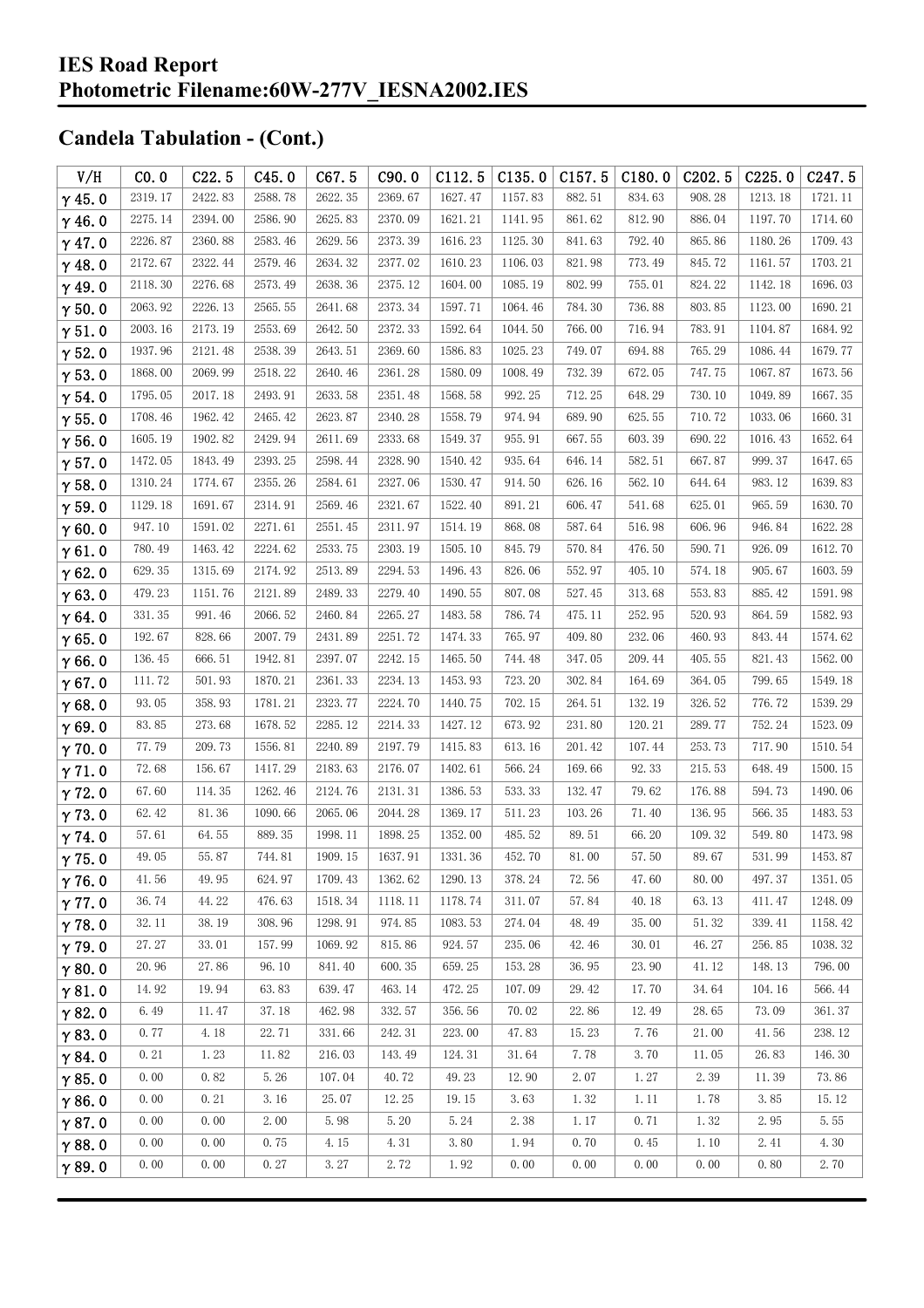# IES Road Report
# Photometric Filename:60W-277V_IESNA2002.IES

## Candela Tabulation - (Cont.)

| V/H | C0.0 | C22.5 | C45.0 | C67.5 | C90.0 | C112.5 | C135.0 | C157.5 | C180.0 | C202.5 | C225.0 | C247.5 |
|---|---|---|---|---|---|---|---|---|---|---|---|---|
| γ 45.0 | 2319.17 | 2422.83 | 2588.78 | 2622.35 | 2369.67 | 1627.47 | 1157.83 | 882.51 | 834.63 | 908.28 | 1213.18 | 1721.11 |
| γ 46.0 | 2275.14 | 2394.00 | 2586.90 | 2625.83 | 2370.09 | 1621.21 | 1141.95 | 861.62 | 812.90 | 886.04 | 1197.70 | 1714.60 |
| γ 47.0 | 2226.87 | 2360.88 | 2583.46 | 2629.56 | 2373.39 | 1616.23 | 1125.30 | 841.63 | 792.40 | 865.86 | 1180.26 | 1709.43 |
| γ 48.0 | 2172.67 | 2322.44 | 2579.46 | 2634.32 | 2377.02 | 1610.23 | 1106.03 | 821.98 | 773.49 | 845.72 | 1161.57 | 1703.21 |
| γ 49.0 | 2118.30 | 2276.68 | 2573.49 | 2638.36 | 2375.12 | 1604.00 | 1085.19 | 802.99 | 755.01 | 824.22 | 1142.18 | 1696.03 |
| γ 50.0 | 2063.92 | 2226.13 | 2565.55 | 2641.68 | 2373.34 | 1597.71 | 1064.46 | 784.30 | 736.88 | 803.85 | 1123.00 | 1690.21 |
| γ 51.0 | 2003.16 | 2173.19 | 2553.69 | 2642.50 | 2372.33 | 1592.64 | 1044.50 | 766.00 | 716.94 | 783.91 | 1104.87 | 1684.92 |
| γ 52.0 | 1937.96 | 2121.48 | 2538.39 | 2643.51 | 2369.60 | 1586.83 | 1025.23 | 749.07 | 694.88 | 765.29 | 1086.44 | 1679.77 |
| γ 53.0 | 1868.00 | 2069.99 | 2518.22 | 2640.46 | 2361.28 | 1580.09 | 1008.49 | 732.39 | 672.05 | 747.75 | 1067.87 | 1673.56 |
| γ 54.0 | 1795.05 | 2017.18 | 2493.91 | 2633.58 | 2351.48 | 1568.58 | 992.25 | 712.25 | 648.29 | 730.10 | 1049.89 | 1667.35 |
| γ 55.0 | 1708.46 | 1962.42 | 2465.42 | 2623.87 | 2340.28 | 1558.79 | 974.94 | 689.90 | 625.55 | 710.72 | 1033.06 | 1660.31 |
| γ 56.0 | 1605.19 | 1902.82 | 2429.94 | 2611.69 | 2333.68 | 1549.37 | 955.91 | 667.55 | 603.39 | 690.22 | 1016.43 | 1652.64 |
| γ 57.0 | 1472.05 | 1843.49 | 2393.25 | 2598.44 | 2328.90 | 1540.42 | 935.64 | 646.14 | 582.51 | 667.87 | 999.37 | 1647.65 |
| γ 58.0 | 1310.24 | 1774.67 | 2355.26 | 2584.61 | 2327.06 | 1530.47 | 914.50 | 626.16 | 562.10 | 644.64 | 983.12 | 1639.83 |
| γ 59.0 | 1129.18 | 1691.67 | 2314.91 | 2569.46 | 2321.67 | 1522.40 | 891.21 | 606.47 | 541.68 | 625.01 | 965.59 | 1630.70 |
| γ 60.0 | 947.10 | 1591.02 | 2271.61 | 2551.45 | 2311.97 | 1514.19 | 868.08 | 587.64 | 516.98 | 606.96 | 946.84 | 1622.28 |
| γ 61.0 | 780.49 | 1463.42 | 2224.62 | 2533.75 | 2303.19 | 1505.10 | 845.79 | 570.84 | 476.50 | 590.71 | 926.09 | 1612.70 |
| γ 62.0 | 629.35 | 1315.69 | 2174.92 | 2513.89 | 2294.53 | 1496.43 | 826.06 | 552.97 | 405.10 | 574.18 | 905.67 | 1603.59 |
| γ 63.0 | 479.23 | 1151.76 | 2121.89 | 2489.33 | 2279.40 | 1490.55 | 807.08 | 527.45 | 313.68 | 553.83 | 885.42 | 1591.98 |
| γ 64.0 | 331.35 | 991.46 | 2066.52 | 2460.84 | 2265.27 | 1483.58 | 786.74 | 475.11 | 252.95 | 520.93 | 864.59 | 1582.93 |
| γ 65.0 | 192.67 | 828.66 | 2007.79 | 2431.89 | 2251.72 | 1474.33 | 765.97 | 409.80 | 232.06 | 460.93 | 843.44 | 1574.62 |
| γ 66.0 | 136.45 | 666.51 | 1942.81 | 2397.07 | 2242.15 | 1465.50 | 744.48 | 347.05 | 209.44 | 405.55 | 821.43 | 1562.00 |
| γ 67.0 | 111.72 | 501.93 | 1870.21 | 2361.33 | 2234.13 | 1453.93 | 723.20 | 302.84 | 164.69 | 364.05 | 799.65 | 1549.18 |
| γ 68.0 | 93.05 | 358.93 | 1781.21 | 2323.77 | 2224.70 | 1440.75 | 702.15 | 264.51 | 132.19 | 326.52 | 776.72 | 1539.29 |
| γ 69.0 | 83.85 | 273.68 | 1678.52 | 2285.12 | 2214.33 | 1427.12 | 673.92 | 231.80 | 120.21 | 289.77 | 752.24 | 1523.09 |
| γ 70.0 | 77.79 | 209.73 | 1556.81 | 2240.89 | 2197.79 | 1415.83 | 613.16 | 201.42 | 107.44 | 253.73 | 717.90 | 1510.54 |
| γ 71.0 | 72.68 | 156.67 | 1417.29 | 2183.63 | 2176.07 | 1402.61 | 566.24 | 169.66 | 92.33 | 215.53 | 648.49 | 1500.15 |
| γ 72.0 | 67.60 | 114.35 | 1262.46 | 2124.76 | 2131.31 | 1386.53 | 533.33 | 132.47 | 79.62 | 176.88 | 594.73 | 1490.06 |
| γ 73.0 | 62.42 | 81.36 | 1090.66 | 2065.06 | 2044.28 | 1369.17 | 511.23 | 103.26 | 71.40 | 136.95 | 566.35 | 1483.53 |
| γ 74.0 | 57.61 | 64.55 | 889.35 | 1998.11 | 1898.25 | 1352.00 | 485.52 | 89.51 | 66.20 | 109.32 | 549.80 | 1473.98 |
| γ 75.0 | 49.05 | 55.87 | 744.81 | 1909.15 | 1637.91 | 1331.36 | 452.70 | 81.00 | 57.50 | 89.67 | 531.99 | 1453.87 |
| γ 76.0 | 41.56 | 49.95 | 624.97 | 1709.43 | 1362.62 | 1290.13 | 378.24 | 72.56 | 47.60 | 80.00 | 497.37 | 1351.05 |
| γ 77.0 | 36.74 | 44.22 | 476.63 | 1518.34 | 1118.11 | 1178.74 | 311.07 | 57.84 | 40.18 | 63.13 | 411.47 | 1248.09 |
| γ 78.0 | 32.11 | 38.19 | 308.96 | 1298.91 | 974.85 | 1083.53 | 274.04 | 48.49 | 35.00 | 51.32 | 339.41 | 1158.42 |
| γ 79.0 | 27.27 | 33.01 | 157.99 | 1069.92 | 815.86 | 924.57 | 235.06 | 42.46 | 30.01 | 46.27 | 256.85 | 1038.32 |
| γ 80.0 | 20.96 | 27.86 | 96.10 | 841.40 | 600.35 | 659.25 | 153.28 | 36.95 | 23.90 | 41.12 | 148.13 | 796.00 |
| γ 81.0 | 14.92 | 19.94 | 63.83 | 639.47 | 463.14 | 472.25 | 107.09 | 29.42 | 17.70 | 34.64 | 104.16 | 566.44 |
| γ 82.0 | 6.49 | 11.47 | 37.18 | 462.98 | 332.57 | 356.56 | 70.02 | 22.86 | 12.49 | 28.65 | 73.09 | 361.37 |
| γ 83.0 | 0.77 | 4.18 | 22.71 | 331.66 | 242.31 | 223.00 | 47.83 | 15.23 | 7.76 | 21.00 | 41.56 | 238.12 |
| γ 84.0 | 0.21 | 1.23 | 11.82 | 216.03 | 143.49 | 124.31 | 31.64 | 7.78 | 3.70 | 11.05 | 26.83 | 146.30 |
| γ 85.0 | 0.00 | 0.82 | 5.26 | 107.04 | 40.72 | 49.23 | 12.90 | 2.07 | 1.27 | 2.39 | 11.39 | 73.86 |
| γ 86.0 | 0.00 | 0.21 | 3.16 | 25.07 | 12.25 | 19.15 | 3.63 | 1.32 | 1.11 | 1.78 | 3.85 | 15.12 |
| γ 87.0 | 0.00 | 0.00 | 2.00 | 5.98 | 5.20 | 5.24 | 2.38 | 1.17 | 0.71 | 1.32 | 2.95 | 5.55 |
| γ 88.0 | 0.00 | 0.00 | 0.75 | 4.15 | 4.31 | 3.80 | 1.94 | 0.70 | 0.45 | 1.10 | 2.41 | 4.30 |
| γ 89.0 | 0.00 | 0.00 | 0.27 | 3.27 | 2.72 | 1.92 | 0.00 | 0.00 | 0.00 | 0.00 | 0.80 | 2.70 |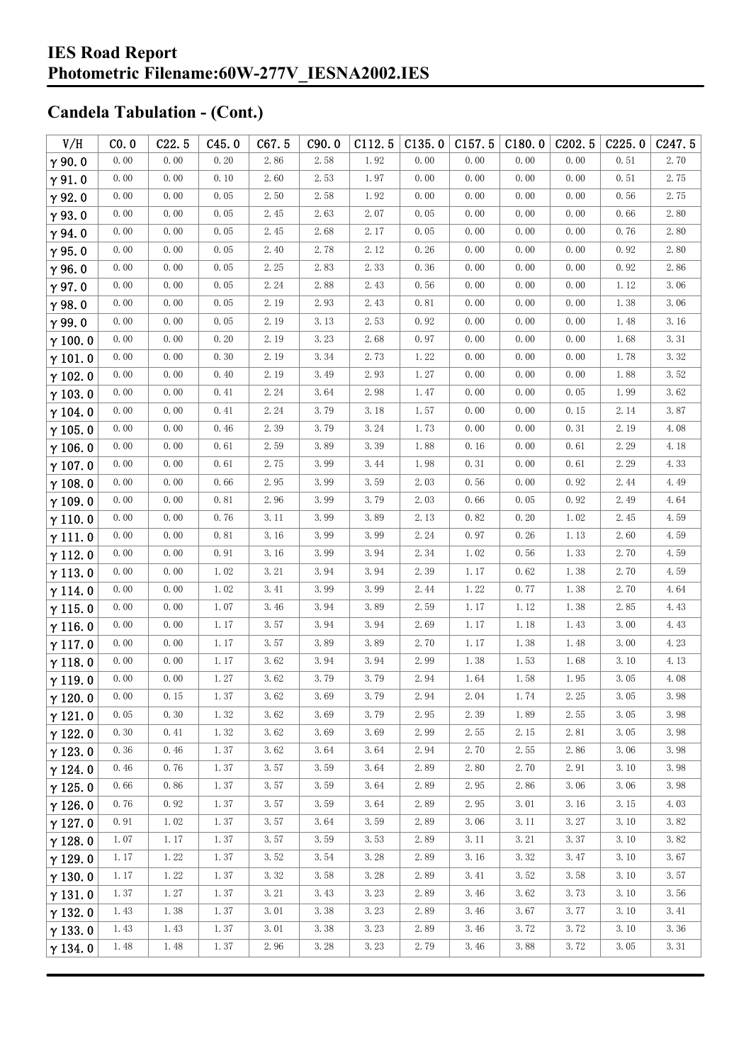# IES Road Report
# Photometric Filename:60W-277V_IESNA2002.IES

## Candela Tabulation - (Cont.)

| V/H | C0.0 | C22.5 | C45.0 | C67.5 | C90.0 | C112.5 | C135.0 | C157.5 | C180.0 | C202.5 | C225.0 | C247.5 |
|---|---|---|---|---|---|---|---|---|---|---|---|---|
| γ 90.0 | 0.00 | 0.00 | 0.20 | 2.86 | 2.58 | 1.92 | 0.00 | 0.00 | 0.00 | 0.00 | 0.51 | 2.70 |
| γ 91.0 | 0.00 | 0.00 | 0.10 | 2.60 | 2.53 | 1.97 | 0.00 | 0.00 | 0.00 | 0.00 | 0.51 | 2.75 |
| γ 92.0 | 0.00 | 0.00 | 0.05 | 2.50 | 2.58 | 1.92 | 0.00 | 0.00 | 0.00 | 0.00 | 0.56 | 2.75 |
| γ 93.0 | 0.00 | 0.00 | 0.05 | 2.45 | 2.63 | 2.07 | 0.05 | 0.00 | 0.00 | 0.00 | 0.66 | 2.80 |
| γ 94.0 | 0.00 | 0.00 | 0.05 | 2.45 | 2.68 | 2.17 | 0.05 | 0.00 | 0.00 | 0.00 | 0.76 | 2.80 |
| γ 95.0 | 0.00 | 0.00 | 0.05 | 2.40 | 2.78 | 2.12 | 0.26 | 0.00 | 0.00 | 0.00 | 0.92 | 2.80 |
| γ 96.0 | 0.00 | 0.00 | 0.05 | 2.25 | 2.83 | 2.33 | 0.36 | 0.00 | 0.00 | 0.00 | 0.92 | 2.86 |
| γ 97.0 | 0.00 | 0.00 | 0.05 | 2.24 | 2.88 | 2.43 | 0.56 | 0.00 | 0.00 | 0.00 | 1.12 | 3.06 |
| γ 98.0 | 0.00 | 0.00 | 0.05 | 2.19 | 2.93 | 2.43 | 0.81 | 0.00 | 0.00 | 0.00 | 1.38 | 3.06 |
| γ 99.0 | 0.00 | 0.00 | 0.05 | 2.19 | 3.13 | 2.53 | 0.92 | 0.00 | 0.00 | 0.00 | 1.48 | 3.16 |
| γ 100.0 | 0.00 | 0.00 | 0.20 | 2.19 | 3.23 | 2.68 | 0.97 | 0.00 | 0.00 | 0.00 | 1.68 | 3.31 |
| γ 101.0 | 0.00 | 0.00 | 0.30 | 2.19 | 3.34 | 2.73 | 1.22 | 0.00 | 0.00 | 0.00 | 1.78 | 3.32 |
| γ 102.0 | 0.00 | 0.00 | 0.40 | 2.19 | 3.49 | 2.93 | 1.27 | 0.00 | 0.00 | 0.00 | 1.88 | 3.52 |
| γ 103.0 | 0.00 | 0.00 | 0.41 | 2.24 | 3.64 | 2.98 | 1.47 | 0.00 | 0.00 | 0.05 | 1.99 | 3.62 |
| γ 104.0 | 0.00 | 0.00 | 0.41 | 2.24 | 3.79 | 3.18 | 1.57 | 0.00 | 0.00 | 0.15 | 2.14 | 3.87 |
| γ 105.0 | 0.00 | 0.00 | 0.46 | 2.39 | 3.79 | 3.24 | 1.73 | 0.00 | 0.00 | 0.31 | 2.19 | 4.08 |
| γ 106.0 | 0.00 | 0.00 | 0.61 | 2.59 | 3.89 | 3.39 | 1.88 | 0.16 | 0.00 | 0.61 | 2.29 | 4.18 |
| γ 107.0 | 0.00 | 0.00 | 0.61 | 2.75 | 3.99 | 3.44 | 1.98 | 0.31 | 0.00 | 0.61 | 2.29 | 4.33 |
| γ 108.0 | 0.00 | 0.00 | 0.66 | 2.95 | 3.99 | 3.59 | 2.03 | 0.56 | 0.00 | 0.92 | 2.44 | 4.49 |
| γ 109.0 | 0.00 | 0.00 | 0.81 | 2.96 | 3.99 | 3.79 | 2.03 | 0.66 | 0.05 | 0.92 | 2.49 | 4.64 |
| γ 110.0 | 0.00 | 0.00 | 0.76 | 3.11 | 3.99 | 3.89 | 2.13 | 0.82 | 0.20 | 1.02 | 2.45 | 4.59 |
| γ 111.0 | 0.00 | 0.00 | 0.81 | 3.16 | 3.99 | 3.99 | 2.24 | 0.97 | 0.26 | 1.13 | 2.60 | 4.59 |
| γ 112.0 | 0.00 | 0.00 | 0.91 | 3.16 | 3.99 | 3.94 | 2.34 | 1.02 | 0.56 | 1.33 | 2.70 | 4.59 |
| γ 113.0 | 0.00 | 0.00 | 1.02 | 3.21 | 3.94 | 3.94 | 2.39 | 1.17 | 0.62 | 1.38 | 2.70 | 4.59 |
| γ 114.0 | 0.00 | 0.00 | 1.02 | 3.41 | 3.99 | 3.99 | 2.44 | 1.22 | 0.77 | 1.38 | 2.70 | 4.64 |
| γ 115.0 | 0.00 | 0.00 | 1.07 | 3.46 | 3.94 | 3.89 | 2.59 | 1.17 | 1.12 | 1.38 | 2.85 | 4.43 |
| γ 116.0 | 0.00 | 0.00 | 1.17 | 3.57 | 3.94 | 3.94 | 2.69 | 1.17 | 1.18 | 1.43 | 3.00 | 4.43 |
| γ 117.0 | 0.00 | 0.00 | 1.17 | 3.57 | 3.89 | 3.89 | 2.70 | 1.17 | 1.38 | 1.48 | 3.00 | 4.23 |
| γ 118.0 | 0.00 | 0.00 | 1.17 | 3.62 | 3.94 | 3.94 | 2.99 | 1.38 | 1.53 | 1.68 | 3.10 | 4.13 |
| γ 119.0 | 0.00 | 0.00 | 1.27 | 3.62 | 3.79 | 3.79 | 2.94 | 1.64 | 1.58 | 1.95 | 3.05 | 4.08 |
| γ 120.0 | 0.00 | 0.15 | 1.37 | 3.62 | 3.69 | 3.79 | 2.94 | 2.04 | 1.74 | 2.25 | 3.05 | 3.98 |
| γ 121.0 | 0.05 | 0.30 | 1.32 | 3.62 | 3.69 | 3.79 | 2.95 | 2.39 | 1.89 | 2.55 | 3.05 | 3.98 |
| γ 122.0 | 0.30 | 0.41 | 1.32 | 3.62 | 3.69 | 3.69 | 2.99 | 2.55 | 2.15 | 2.81 | 3.05 | 3.98 |
| γ 123.0 | 0.36 | 0.46 | 1.37 | 3.62 | 3.64 | 3.64 | 2.94 | 2.70 | 2.55 | 2.86 | 3.06 | 3.98 |
| γ 124.0 | 0.46 | 0.76 | 1.37 | 3.57 | 3.59 | 3.64 | 2.89 | 2.80 | 2.70 | 2.91 | 3.10 | 3.98 |
| γ 125.0 | 0.66 | 0.86 | 1.37 | 3.57 | 3.59 | 3.64 | 2.89 | 2.95 | 2.86 | 3.06 | 3.06 | 3.98 |
| γ 126.0 | 0.76 | 0.92 | 1.37 | 3.57 | 3.59 | 3.64 | 2.89 | 2.95 | 3.01 | 3.16 | 3.15 | 4.03 |
| γ 127.0 | 0.91 | 1.02 | 1.37 | 3.57 | 3.64 | 3.59 | 2.89 | 3.06 | 3.11 | 3.27 | 3.10 | 3.82 |
| γ 128.0 | 1.07 | 1.17 | 1.37 | 3.57 | 3.59 | 3.53 | 2.89 | 3.11 | 3.21 | 3.37 | 3.10 | 3.82 |
| γ 129.0 | 1.17 | 1.22 | 1.37 | 3.52 | 3.54 | 3.28 | 2.89 | 3.16 | 3.32 | 3.47 | 3.10 | 3.67 |
| γ 130.0 | 1.17 | 1.22 | 1.37 | 3.32 | 3.58 | 3.28 | 2.89 | 3.41 | 3.52 | 3.58 | 3.10 | 3.57 |
| γ 131.0 | 1.37 | 1.27 | 1.37 | 3.21 | 3.43 | 3.23 | 2.89 | 3.46 | 3.62 | 3.73 | 3.10 | 3.56 |
| γ 132.0 | 1.43 | 1.38 | 1.37 | 3.01 | 3.38 | 3.23 | 2.89 | 3.46 | 3.67 | 3.77 | 3.10 | 3.41 |
| γ 133.0 | 1.43 | 1.43 | 1.37 | 3.01 | 3.38 | 3.23 | 2.89 | 3.46 | 3.72 | 3.72 | 3.10 | 3.36 |
| γ 134.0 | 1.48 | 1.48 | 1.37 | 2.96 | 3.28 | 3.23 | 2.79 | 3.46 | 3.88 | 3.72 | 3.05 | 3.31 |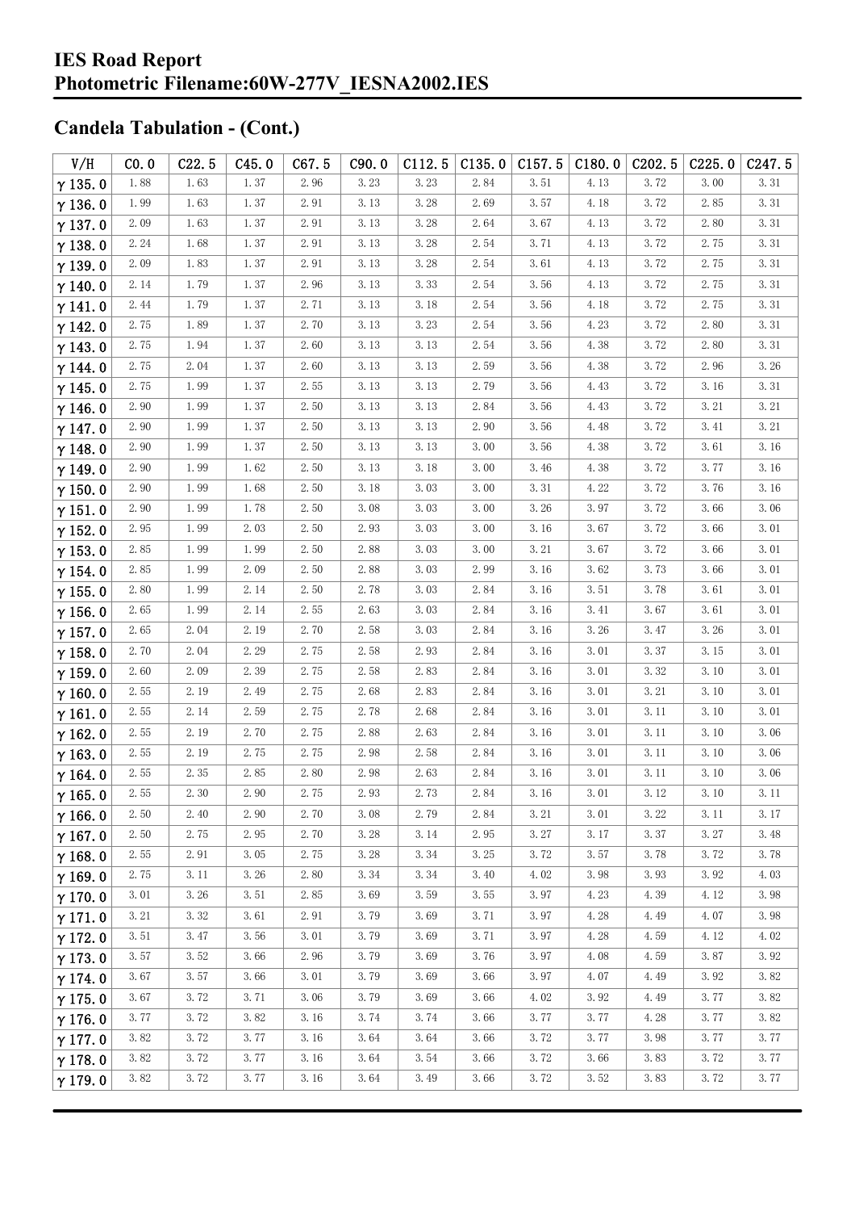# IES Road Report
# Photometric Filename:60W-277V_IESNA2002.IES

## Candela Tabulation - (Cont.)

| V/H | C0.0 | C22.5 | C45.0 | C67.5 | C90.0 | C112.5 | C135.0 | C157.5 | C180.0 | C202.5 | C225.0 | C247.5 |
|---|---|---|---|---|---|---|---|---|---|---|---|---|
| γ 135.0 | 1.88 | 1.63 | 1.37 | 2.96 | 3.23 | 3.23 | 2.84 | 3.51 | 4.13 | 3.72 | 3.00 | 3.31 |
| γ 136.0 | 1.99 | 1.63 | 1.37 | 2.91 | 3.13 | 3.28 | 2.69 | 3.57 | 4.18 | 3.72 | 2.85 | 3.31 |
| γ 137.0 | 2.09 | 1.63 | 1.37 | 2.91 | 3.13 | 3.28 | 2.64 | 3.67 | 4.13 | 3.72 | 2.80 | 3.31 |
| γ 138.0 | 2.24 | 1.68 | 1.37 | 2.91 | 3.13 | 3.28 | 2.54 | 3.71 | 4.13 | 3.72 | 2.75 | 3.31 |
| γ 139.0 | 2.09 | 1.83 | 1.37 | 2.91 | 3.13 | 3.28 | 2.54 | 3.61 | 4.13 | 3.72 | 2.75 | 3.31 |
| γ 140.0 | 2.14 | 1.79 | 1.37 | 2.96 | 3.13 | 3.33 | 2.54 | 3.56 | 4.13 | 3.72 | 2.75 | 3.31 |
| γ 141.0 | 2.44 | 1.79 | 1.37 | 2.71 | 3.13 | 3.18 | 2.54 | 3.56 | 4.18 | 3.72 | 2.75 | 3.31 |
| γ 142.0 | 2.75 | 1.89 | 1.37 | 2.70 | 3.13 | 3.23 | 2.54 | 3.56 | 4.23 | 3.72 | 2.80 | 3.31 |
| γ 143.0 | 2.75 | 1.94 | 1.37 | 2.60 | 3.13 | 3.13 | 2.54 | 3.56 | 4.38 | 3.72 | 2.80 | 3.31 |
| γ 144.0 | 2.75 | 2.04 | 1.37 | 2.60 | 3.13 | 3.13 | 2.59 | 3.56 | 4.38 | 3.72 | 2.96 | 3.26 |
| γ 145.0 | 2.75 | 1.99 | 1.37 | 2.55 | 3.13 | 3.13 | 2.79 | 3.56 | 4.43 | 3.72 | 3.16 | 3.31 |
| γ 146.0 | 2.90 | 1.99 | 1.37 | 2.50 | 3.13 | 3.13 | 2.84 | 3.56 | 4.43 | 3.72 | 3.21 | 3.21 |
| γ 147.0 | 2.90 | 1.99 | 1.37 | 2.50 | 3.13 | 3.13 | 2.90 | 3.56 | 4.48 | 3.72 | 3.41 | 3.21 |
| γ 148.0 | 2.90 | 1.99 | 1.37 | 2.50 | 3.13 | 3.13 | 3.00 | 3.56 | 4.38 | 3.72 | 3.61 | 3.16 |
| γ 149.0 | 2.90 | 1.99 | 1.62 | 2.50 | 3.13 | 3.18 | 3.00 | 3.46 | 4.38 | 3.72 | 3.77 | 3.16 |
| γ 150.0 | 2.90 | 1.99 | 1.68 | 2.50 | 3.18 | 3.03 | 3.00 | 3.31 | 4.22 | 3.72 | 3.76 | 3.16 |
| γ 151.0 | 2.90 | 1.99 | 1.78 | 2.50 | 3.08 | 3.03 | 3.00 | 3.26 | 3.97 | 3.72 | 3.66 | 3.06 |
| γ 152.0 | 2.95 | 1.99 | 2.03 | 2.50 | 2.93 | 3.03 | 3.00 | 3.16 | 3.67 | 3.72 | 3.66 | 3.01 |
| γ 153.0 | 2.85 | 1.99 | 1.99 | 2.50 | 2.88 | 3.03 | 3.00 | 3.21 | 3.67 | 3.72 | 3.66 | 3.01 |
| γ 154.0 | 2.85 | 1.99 | 2.09 | 2.50 | 2.88 | 3.03 | 2.99 | 3.16 | 3.62 | 3.73 | 3.66 | 3.01 |
| γ 155.0 | 2.80 | 1.99 | 2.14 | 2.50 | 2.78 | 3.03 | 2.84 | 3.16 | 3.51 | 3.78 | 3.61 | 3.01 |
| γ 156.0 | 2.65 | 1.99 | 2.14 | 2.55 | 2.63 | 3.03 | 2.84 | 3.16 | 3.41 | 3.67 | 3.61 | 3.01 |
| γ 157.0 | 2.65 | 2.04 | 2.19 | 2.70 | 2.58 | 3.03 | 2.84 | 3.16 | 3.26 | 3.47 | 3.26 | 3.01 |
| γ 158.0 | 2.70 | 2.04 | 2.29 | 2.75 | 2.58 | 2.93 | 2.84 | 3.16 | 3.01 | 3.37 | 3.15 | 3.01 |
| γ 159.0 | 2.60 | 2.09 | 2.39 | 2.75 | 2.58 | 2.83 | 2.84 | 3.16 | 3.01 | 3.32 | 3.10 | 3.01 |
| γ 160.0 | 2.55 | 2.19 | 2.49 | 2.75 | 2.68 | 2.83 | 2.84 | 3.16 | 3.01 | 3.21 | 3.10 | 3.01 |
| γ 161.0 | 2.55 | 2.14 | 2.59 | 2.75 | 2.78 | 2.68 | 2.84 | 3.16 | 3.01 | 3.11 | 3.10 | 3.01 |
| γ 162.0 | 2.55 | 2.19 | 2.70 | 2.75 | 2.88 | 2.63 | 2.84 | 3.16 | 3.01 | 3.11 | 3.10 | 3.06 |
| γ 163.0 | 2.55 | 2.19 | 2.75 | 2.75 | 2.98 | 2.58 | 2.84 | 3.16 | 3.01 | 3.11 | 3.10 | 3.06 |
| γ 164.0 | 2.55 | 2.35 | 2.85 | 2.80 | 2.98 | 2.63 | 2.84 | 3.16 | 3.01 | 3.11 | 3.10 | 3.06 |
| γ 165.0 | 2.55 | 2.30 | 2.90 | 2.75 | 2.93 | 2.73 | 2.84 | 3.16 | 3.01 | 3.12 | 3.10 | 3.11 |
| γ 166.0 | 2.50 | 2.40 | 2.90 | 2.70 | 3.08 | 2.79 | 2.84 | 3.21 | 3.01 | 3.22 | 3.11 | 3.17 |
| γ 167.0 | 2.50 | 2.75 | 2.95 | 2.70 | 3.28 | 3.14 | 2.95 | 3.27 | 3.17 | 3.37 | 3.27 | 3.48 |
| γ 168.0 | 2.55 | 2.91 | 3.05 | 2.75 | 3.28 | 3.34 | 3.25 | 3.72 | 3.57 | 3.78 | 3.72 | 3.78 |
| γ 169.0 | 2.75 | 3.11 | 3.26 | 2.80 | 3.34 | 3.34 | 3.40 | 4.02 | 3.98 | 3.93 | 3.92 | 4.03 |
| γ 170.0 | 3.01 | 3.26 | 3.51 | 2.85 | 3.69 | 3.59 | 3.55 | 3.97 | 4.23 | 4.39 | 4.12 | 3.98 |
| γ 171.0 | 3.21 | 3.32 | 3.61 | 2.91 | 3.79 | 3.69 | 3.71 | 3.97 | 4.28 | 4.49 | 4.07 | 3.98 |
| γ 172.0 | 3.51 | 3.47 | 3.56 | 3.01 | 3.79 | 3.69 | 3.71 | 3.97 | 4.28 | 4.59 | 4.12 | 4.02 |
| γ 173.0 | 3.57 | 3.52 | 3.66 | 2.96 | 3.79 | 3.69 | 3.76 | 3.97 | 4.08 | 4.59 | 3.87 | 3.92 |
| γ 174.0 | 3.67 | 3.57 | 3.66 | 3.01 | 3.79 | 3.69 | 3.66 | 3.97 | 4.07 | 4.49 | 3.92 | 3.82 |
| γ 175.0 | 3.67 | 3.72 | 3.71 | 3.06 | 3.79 | 3.69 | 3.66 | 4.02 | 3.92 | 4.49 | 3.77 | 3.82 |
| γ 176.0 | 3.77 | 3.72 | 3.82 | 3.16 | 3.74 | 3.74 | 3.66 | 3.77 | 3.77 | 4.28 | 3.77 | 3.82 |
| γ 177.0 | 3.82 | 3.72 | 3.77 | 3.16 | 3.64 | 3.64 | 3.66 | 3.72 | 3.77 | 3.98 | 3.77 | 3.77 |
| γ 178.0 | 3.82 | 3.72 | 3.77 | 3.16 | 3.64 | 3.54 | 3.66 | 3.72 | 3.66 | 3.83 | 3.72 | 3.77 |
| γ 179.0 | 3.82 | 3.72 | 3.77 | 3.16 | 3.64 | 3.49 | 3.66 | 3.72 | 3.52 | 3.83 | 3.72 | 3.77 |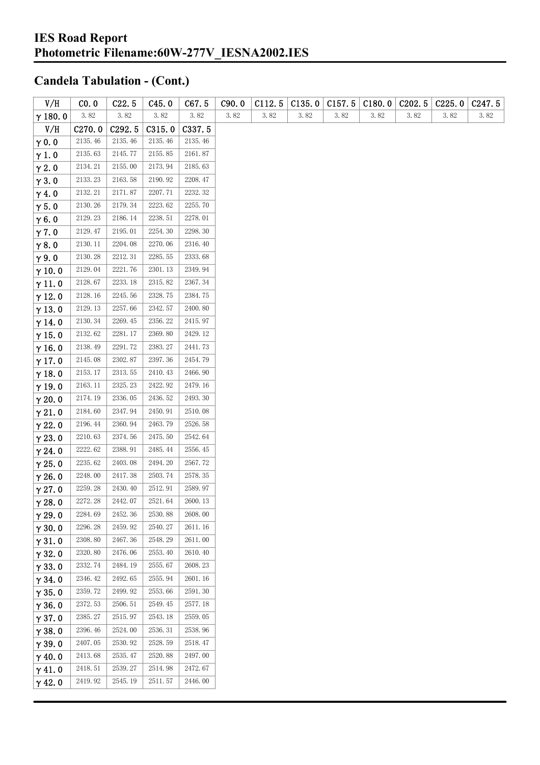# IES Road Report
# Photometric Filename:60W-277V_IESNA2002.IES

## Candela Tabulation - (Cont.)

| V/H | C0.0 | C22.5 | C45.0 | C67.5 | C90.0 | C112.5 | C135.0 | C157.5 | C180.0 | C202.5 | C225.0 | C247.5 |
|---|---|---|---|---|---|---|---|---|---|---|---|---|
| γ 180.0 | 3.82 | 3.82 | 3.82 | 3.82 | 3.82 | 3.82 | 3.82 | 3.82 | 3.82 | 3.82 | 3.82 | 3.82 |

| V/H | C270.0 | C292.5 | C315.0 | C337.5 |
|---|---|---|---|---|
| γ 0.0 | 2135.46 | 2135.46 | 2135.46 | 2135.46 |
| γ 1.0 | 2135.63 | 2145.77 | 2155.85 | 2161.87 |
| γ 2.0 | 2134.21 | 2155.00 | 2173.94 | 2185.63 |
| γ 3.0 | 2133.23 | 2163.58 | 2190.92 | 2208.47 |
| γ 4.0 | 2132.21 | 2171.87 | 2207.71 | 2232.32 |
| γ 5.0 | 2130.26 | 2179.34 | 2223.62 | 2255.70 |
| γ 6.0 | 2129.23 | 2186.14 | 2238.51 | 2278.01 |
| γ 7.0 | 2129.47 | 2195.01 | 2254.30 | 2298.30 |
| γ 8.0 | 2130.11 | 2204.08 | 2270.06 | 2316.40 |
| γ 9.0 | 2130.28 | 2212.31 | 2285.55 | 2333.68 |
| γ 10.0 | 2129.04 | 2221.76 | 2301.13 | 2349.94 |
| γ 11.0 | 2128.67 | 2233.18 | 2315.82 | 2367.34 |
| γ 12.0 | 2128.16 | 2245.56 | 2328.75 | 2384.75 |
| γ 13.0 | 2129.13 | 2257.66 | 2342.57 | 2400.80 |
| γ 14.0 | 2130.34 | 2269.45 | 2356.22 | 2415.97 |
| γ 15.0 | 2132.62 | 2281.17 | 2369.80 | 2429.12 |
| γ 16.0 | 2138.49 | 2291.72 | 2383.27 | 2441.73 |
| γ 17.0 | 2145.08 | 2302.87 | 2397.36 | 2454.79 |
| γ 18.0 | 2153.17 | 2313.55 | 2410.43 | 2466.90 |
| γ 19.0 | 2163.11 | 2325.23 | 2422.92 | 2479.16 |
| γ 20.0 | 2174.19 | 2336.05 | 2436.52 | 2493.30 |
| γ 21.0 | 2184.60 | 2347.94 | 2450.91 | 2510.08 |
| γ 22.0 | 2196.44 | 2360.94 | 2463.79 | 2526.58 |
| γ 23.0 | 2210.63 | 2374.56 | 2475.50 | 2542.64 |
| γ 24.0 | 2222.62 | 2388.91 | 2485.44 | 2556.45 |
| γ 25.0 | 2235.62 | 2403.08 | 2494.20 | 2567.72 |
| γ 26.0 | 2248.00 | 2417.38 | 2503.74 | 2578.35 |
| γ 27.0 | 2259.28 | 2430.40 | 2512.91 | 2589.97 |
| γ 28.0 | 2272.28 | 2442.07 | 2521.64 | 2600.13 |
| γ 29.0 | 2284.69 | 2452.36 | 2530.88 | 2608.00 |
| γ 30.0 | 2296.28 | 2459.92 | 2540.27 | 2611.16 |
| γ 31.0 | 2308.80 | 2467.36 | 2548.29 | 2611.00 |
| γ 32.0 | 2320.80 | 2476.06 | 2553.40 | 2610.40 |
| γ 33.0 | 2332.74 | 2484.19 | 2555.67 | 2608.23 |
| γ 34.0 | 2346.42 | 2492.65 | 2555.94 | 2601.16 |
| γ 35.0 | 2359.72 | 2499.92 | 2553.66 | 2591.30 |
| γ 36.0 | 2372.53 | 2506.51 | 2549.45 | 2577.18 |
| γ 37.0 | 2385.27 | 2515.97 | 2543.18 | 2559.05 |
| γ 38.0 | 2396.46 | 2524.00 | 2536.31 | 2538.96 |
| γ 39.0 | 2407.05 | 2530.92 | 2528.59 | 2518.47 |
| γ 40.0 | 2413.68 | 2535.47 | 2520.88 | 2497.00 |
| γ 41.0 | 2418.51 | 2539.27 | 2514.98 | 2472.67 |
| γ 42.0 | 2419.92 | 2545.19 | 2511.57 | 2446.00 |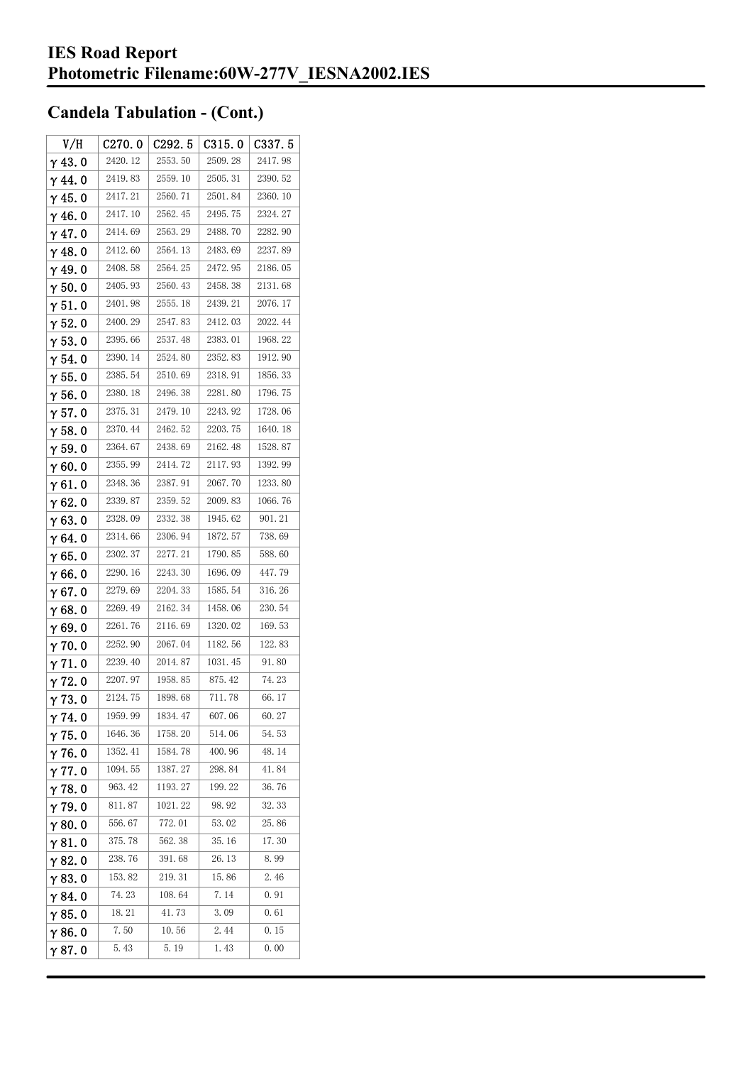## Candela Tabulation - (Cont.)

| V/H | C270.0 | C292.5 | C315.0 | C337.5 |
|---|---|---|---|---|
| γ 43.0 | 2420.12 | 2553.50 | 2509.28 | 2417.98 |
| γ 44.0 | 2419.83 | 2559.10 | 2505.31 | 2390.52 |
| γ 45.0 | 2417.21 | 2560.71 | 2501.84 | 2360.10 |
| γ 46.0 | 2417.10 | 2562.45 | 2495.75 | 2324.27 |
| γ 47.0 | 2414.69 | 2563.29 | 2488.70 | 2282.90 |
| γ 48.0 | 2412.60 | 2564.13 | 2483.69 | 2237.89 |
| γ 49.0 | 2408.58 | 2564.25 | 2472.95 | 2186.05 |
| γ 50.0 | 2405.93 | 2560.43 | 2458.38 | 2131.68 |
| γ 51.0 | 2401.98 | 2555.18 | 2439.21 | 2076.17 |
| γ 52.0 | 2400.29 | 2547.83 | 2412.03 | 2022.44 |
| γ 53.0 | 2395.66 | 2537.48 | 2383.01 | 1968.22 |
| γ 54.0 | 2390.14 | 2524.80 | 2352.83 | 1912.90 |
| γ 55.0 | 2385.54 | 2510.69 | 2318.91 | 1856.33 |
| γ 56.0 | 2380.18 | 2496.38 | 2281.80 | 1796.75 |
| γ 57.0 | 2375.31 | 2479.10 | 2243.92 | 1728.06 |
| γ 58.0 | 2370.44 | 2462.52 | 2203.75 | 1640.18 |
| γ 59.0 | 2364.67 | 2438.69 | 2162.48 | 1528.87 |
| γ 60.0 | 2355.99 | 2414.72 | 2117.93 | 1392.99 |
| γ 61.0 | 2348.36 | 2387.91 | 2067.70 | 1233.80 |
| γ 62.0 | 2339.87 | 2359.52 | 2009.83 | 1066.76 |
| γ 63.0 | 2328.09 | 2332.38 | 1945.62 | 901.21 |
| γ 64.0 | 2314.66 | 2306.94 | 1872.57 | 738.69 |
| γ 65.0 | 2302.37 | 2277.21 | 1790.85 | 588.60 |
| γ 66.0 | 2290.16 | 2243.30 | 1696.09 | 447.79 |
| γ 67.0 | 2279.69 | 2204.33 | 1585.54 | 316.26 |
| γ 68.0 | 2269.49 | 2162.34 | 1458.06 | 230.54 |
| γ 69.0 | 2261.76 | 2116.69 | 1320.02 | 169.53 |
| γ 70.0 | 2252.90 | 2067.04 | 1182.56 | 122.83 |
| γ 71.0 | 2239.40 | 2014.87 | 1031.45 | 91.80 |
| γ 72.0 | 2207.97 | 1958.85 | 875.42 | 74.23 |
| γ 73.0 | 2124.75 | 1898.68 | 711.78 | 66.17 |
| γ 74.0 | 1959.99 | 1834.47 | 607.06 | 60.27 |
| γ 75.0 | 1646.36 | 1758.20 | 514.06 | 54.53 |
| γ 76.0 | 1352.41 | 1584.78 | 400.96 | 48.14 |
| γ 77.0 | 1094.55 | 1387.27 | 298.84 | 41.84 |
| γ 78.0 | 963.42 | 1193.27 | 199.22 | 36.76 |
| γ 79.0 | 811.87 | 1021.22 | 98.92 | 32.33 |
| γ 80.0 | 556.67 | 772.01 | 53.02 | 25.86 |
| γ 81.0 | 375.78 | 562.38 | 35.16 | 17.30 |
| γ 82.0 | 238.76 | 391.68 | 26.13 | 8.99 |
| γ 83.0 | 153.82 | 219.31 | 15.86 | 2.46 |
| γ 84.0 | 74.23 | 108.64 | 7.14 | 0.91 |
| γ 85.0 | 18.21 | 41.73 | 3.09 | 0.61 |
| γ 86.0 | 7.50 | 10.56 | 2.44 | 0.15 |
| γ 87.0 | 5.43 | 5.19 | 1.43 | 0.00 |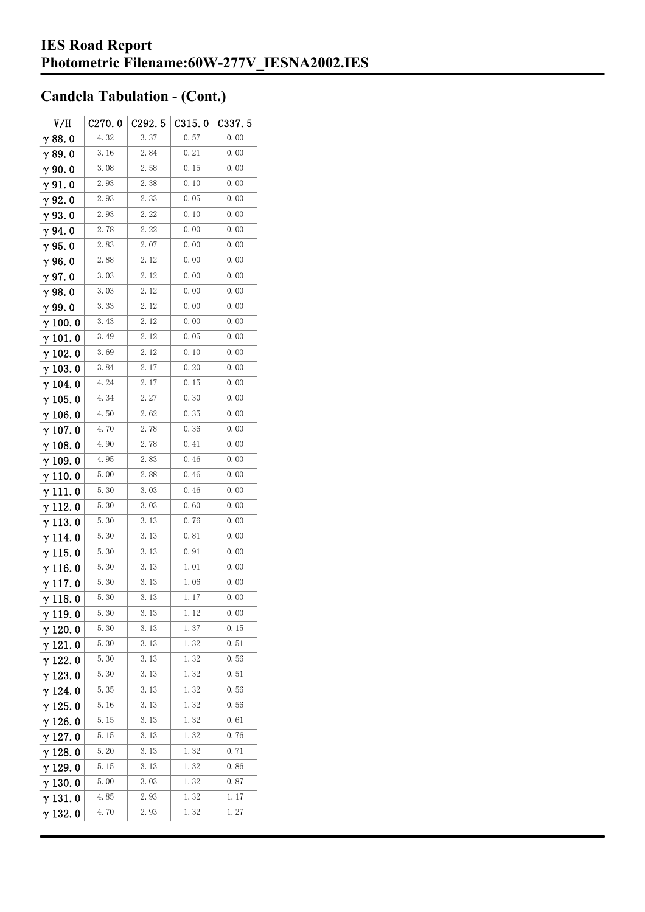# IES Road Report
# Photometric Filename:60W-277V_IESNA2002.IES

## Candela Tabulation - (Cont.)

| V/H | C270.0 | C292.5 | C315.0 | C337.5 |
|---|---|---|---|---|
| γ 88.0 | 4.32 | 3.37 | 0.57 | 0.00 |
| γ 89.0 | 3.16 | 2.84 | 0.21 | 0.00 |
| γ 90.0 | 3.08 | 2.58 | 0.15 | 0.00 |
| γ 91.0 | 2.93 | 2.38 | 0.10 | 0.00 |
| γ 92.0 | 2.93 | 2.33 | 0.05 | 0.00 |
| γ 93.0 | 2.93 | 2.22 | 0.10 | 0.00 |
| γ 94.0 | 2.78 | 2.22 | 0.00 | 0.00 |
| γ 95.0 | 2.83 | 2.07 | 0.00 | 0.00 |
| γ 96.0 | 2.88 | 2.12 | 0.00 | 0.00 |
| γ 97.0 | 3.03 | 2.12 | 0.00 | 0.00 |
| γ 98.0 | 3.03 | 2.12 | 0.00 | 0.00 |
| γ 99.0 | 3.33 | 2.12 | 0.00 | 0.00 |
| γ 100.0 | 3.43 | 2.12 | 0.00 | 0.00 |
| γ 101.0 | 3.49 | 2.12 | 0.05 | 0.00 |
| γ 102.0 | 3.69 | 2.12 | 0.10 | 0.00 |
| γ 103.0 | 3.84 | 2.17 | 0.20 | 0.00 |
| γ 104.0 | 4.24 | 2.17 | 0.15 | 0.00 |
| γ 105.0 | 4.34 | 2.27 | 0.30 | 0.00 |
| γ 106.0 | 4.50 | 2.62 | 0.35 | 0.00 |
| γ 107.0 | 4.70 | 2.78 | 0.36 | 0.00 |
| γ 108.0 | 4.90 | 2.78 | 0.41 | 0.00 |
| γ 109.0 | 4.95 | 2.83 | 0.46 | 0.00 |
| γ 110.0 | 5.00 | 2.88 | 0.46 | 0.00 |
| γ 111.0 | 5.30 | 3.03 | 0.46 | 0.00 |
| γ 112.0 | 5.30 | 3.03 | 0.60 | 0.00 |
| γ 113.0 | 5.30 | 3.13 | 0.76 | 0.00 |
| γ 114.0 | 5.30 | 3.13 | 0.81 | 0.00 |
| γ 115.0 | 5.30 | 3.13 | 0.91 | 0.00 |
| γ 116.0 | 5.30 | 3.13 | 1.01 | 0.00 |
| γ 117.0 | 5.30 | 3.13 | 1.06 | 0.00 |
| γ 118.0 | 5.30 | 3.13 | 1.17 | 0.00 |
| γ 119.0 | 5.30 | 3.13 | 1.12 | 0.00 |
| γ 120.0 | 5.30 | 3.13 | 1.37 | 0.15 |
| γ 121.0 | 5.30 | 3.13 | 1.32 | 0.51 |
| γ 122.0 | 5.30 | 3.13 | 1.32 | 0.56 |
| γ 123.0 | 5.30 | 3.13 | 1.32 | 0.51 |
| γ 124.0 | 5.35 | 3.13 | 1.32 | 0.56 |
| γ 125.0 | 5.16 | 3.13 | 1.32 | 0.56 |
| γ 126.0 | 5.15 | 3.13 | 1.32 | 0.61 |
| γ 127.0 | 5.15 | 3.13 | 1.32 | 0.76 |
| γ 128.0 | 5.20 | 3.13 | 1.32 | 0.71 |
| γ 129.0 | 5.15 | 3.13 | 1.32 | 0.86 |
| γ 130.0 | 5.00 | 3.03 | 1.32 | 0.87 |
| γ 131.0 | 4.85 | 2.93 | 1.32 | 1.17 |
| γ 132.0 | 4.70 | 2.93 | 1.32 | 1.27 |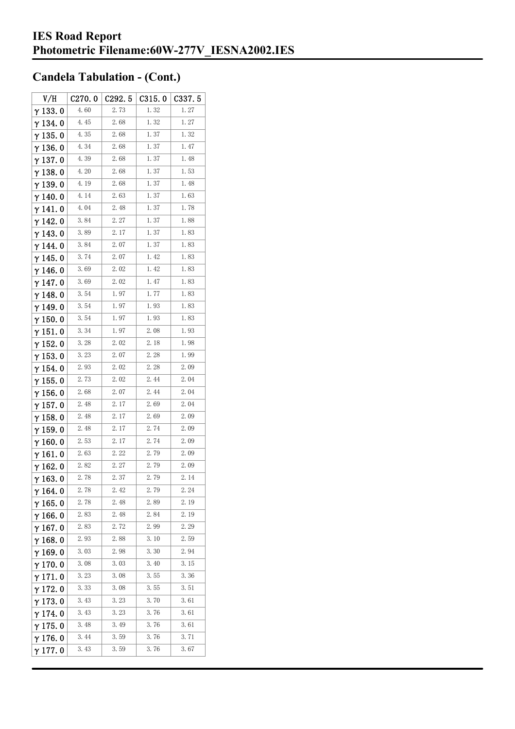## Candela Tabulation - (Cont.)

| V/H | C270.0 | C292.5 | C315.0 | C337.5 |
|---|---|---|---|---|
| γ 133.0 | 4.60 | 2.73 | 1.32 | 1.27 |
| γ 134.0 | 4.45 | 2.68 | 1.32 | 1.27 |
| γ 135.0 | 4.35 | 2.68 | 1.37 | 1.32 |
| γ 136.0 | 4.34 | 2.68 | 1.37 | 1.47 |
| γ 137.0 | 4.39 | 2.68 | 1.37 | 1.48 |
| γ 138.0 | 4.20 | 2.68 | 1.37 | 1.53 |
| γ 139.0 | 4.19 | 2.68 | 1.37 | 1.48 |
| γ 140.0 | 4.14 | 2.63 | 1.37 | 1.63 |
| γ 141.0 | 4.04 | 2.48 | 1.37 | 1.78 |
| γ 142.0 | 3.84 | 2.27 | 1.37 | 1.88 |
| γ 143.0 | 3.89 | 2.17 | 1.37 | 1.83 |
| γ 144.0 | 3.84 | 2.07 | 1.37 | 1.83 |
| γ 145.0 | 3.74 | 2.07 | 1.42 | 1.83 |
| γ 146.0 | 3.69 | 2.02 | 1.42 | 1.83 |
| γ 147.0 | 3.69 | 2.02 | 1.47 | 1.83 |
| γ 148.0 | 3.54 | 1.97 | 1.77 | 1.83 |
| γ 149.0 | 3.54 | 1.97 | 1.93 | 1.83 |
| γ 150.0 | 3.54 | 1.97 | 1.93 | 1.83 |
| γ 151.0 | 3.34 | 1.97 | 2.08 | 1.93 |
| γ 152.0 | 3.28 | 2.02 | 2.18 | 1.98 |
| γ 153.0 | 3.23 | 2.07 | 2.28 | 1.99 |
| γ 154.0 | 2.93 | 2.02 | 2.28 | 2.09 |
| γ 155.0 | 2.73 | 2.02 | 2.44 | 2.04 |
| γ 156.0 | 2.68 | 2.07 | 2.44 | 2.04 |
| γ 157.0 | 2.48 | 2.17 | 2.69 | 2.04 |
| γ 158.0 | 2.48 | 2.17 | 2.69 | 2.09 |
| γ 159.0 | 2.48 | 2.17 | 2.74 | 2.09 |
| γ 160.0 | 2.53 | 2.17 | 2.74 | 2.09 |
| γ 161.0 | 2.63 | 2.22 | 2.79 | 2.09 |
| γ 162.0 | 2.82 | 2.27 | 2.79 | 2.09 |
| γ 163.0 | 2.78 | 2.37 | 2.79 | 2.14 |
| γ 164.0 | 2.78 | 2.42 | 2.79 | 2.24 |
| γ 165.0 | 2.78 | 2.48 | 2.89 | 2.19 |
| γ 166.0 | 2.83 | 2.48 | 2.84 | 2.19 |
| γ 167.0 | 2.83 | 2.72 | 2.99 | 2.29 |
| γ 168.0 | 2.93 | 2.88 | 3.10 | 2.59 |
| γ 169.0 | 3.03 | 2.98 | 3.30 | 2.94 |
| γ 170.0 | 3.08 | 3.03 | 3.40 | 3.15 |
| γ 171.0 | 3.23 | 3.08 | 3.55 | 3.36 |
| γ 172.0 | 3.33 | 3.08 | 3.55 | 3.51 |
| γ 173.0 | 3.43 | 3.23 | 3.70 | 3.61 |
| γ 174.0 | 3.43 | 3.23 | 3.76 | 3.61 |
| γ 175.0 | 3.48 | 3.49 | 3.76 | 3.61 |
| γ 176.0 | 3.44 | 3.59 | 3.76 | 3.71 |
| γ 177.0 | 3.43 | 3.59 | 3.76 | 3.67 |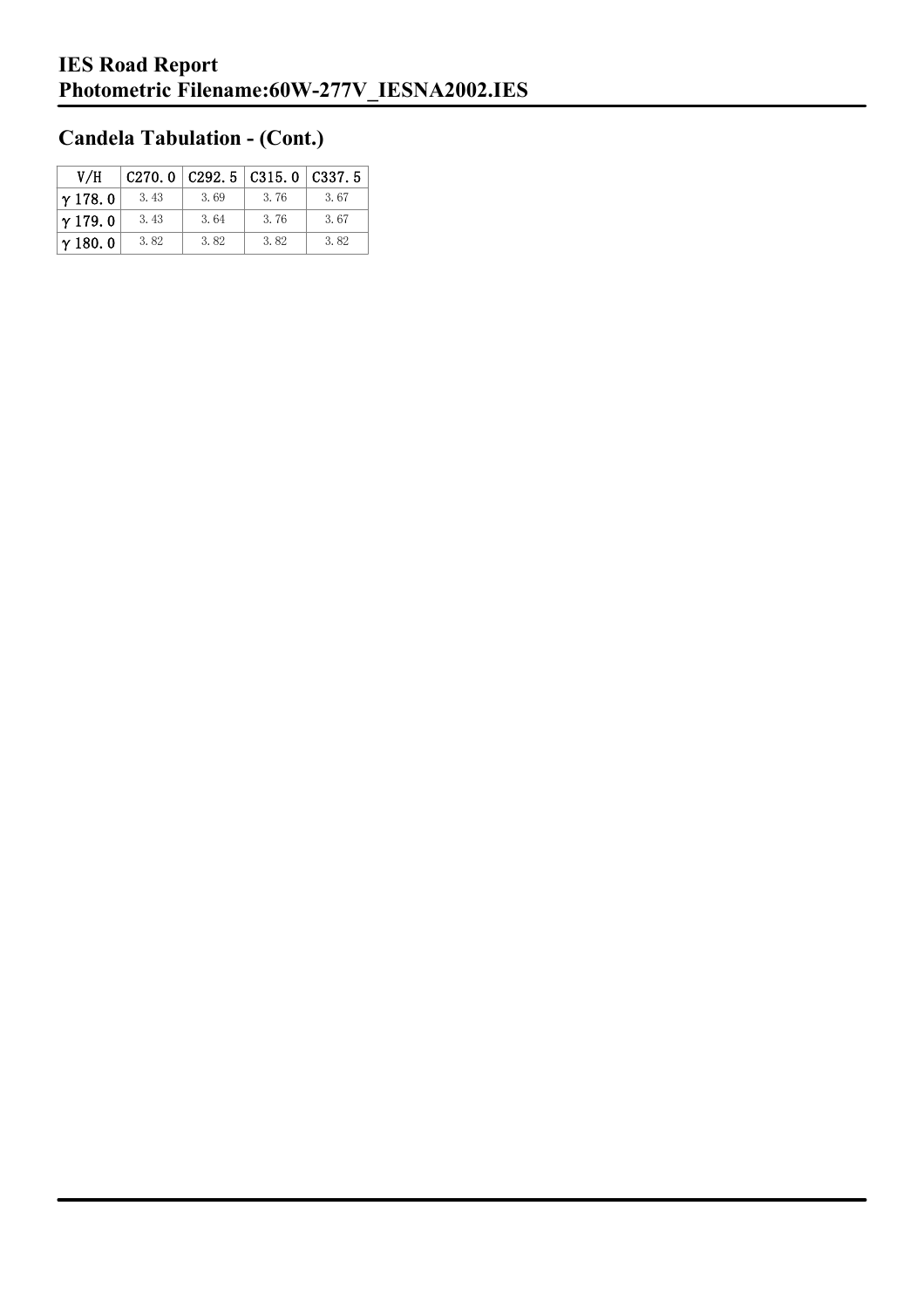## Candela Tabulation - (Cont.)

| V/H | C270.0 | C292.5 | C315.0 | C337.5 |
|---|---|---|---|---|
| γ 178.0 | 3.43 | 3.69 | 3.76 | 3.67 |
| γ 179.0 | 3.43 | 3.64 | 3.76 | 3.67 |
| γ 180.0 | 3.82 | 3.82 | 3.82 | 3.82 |